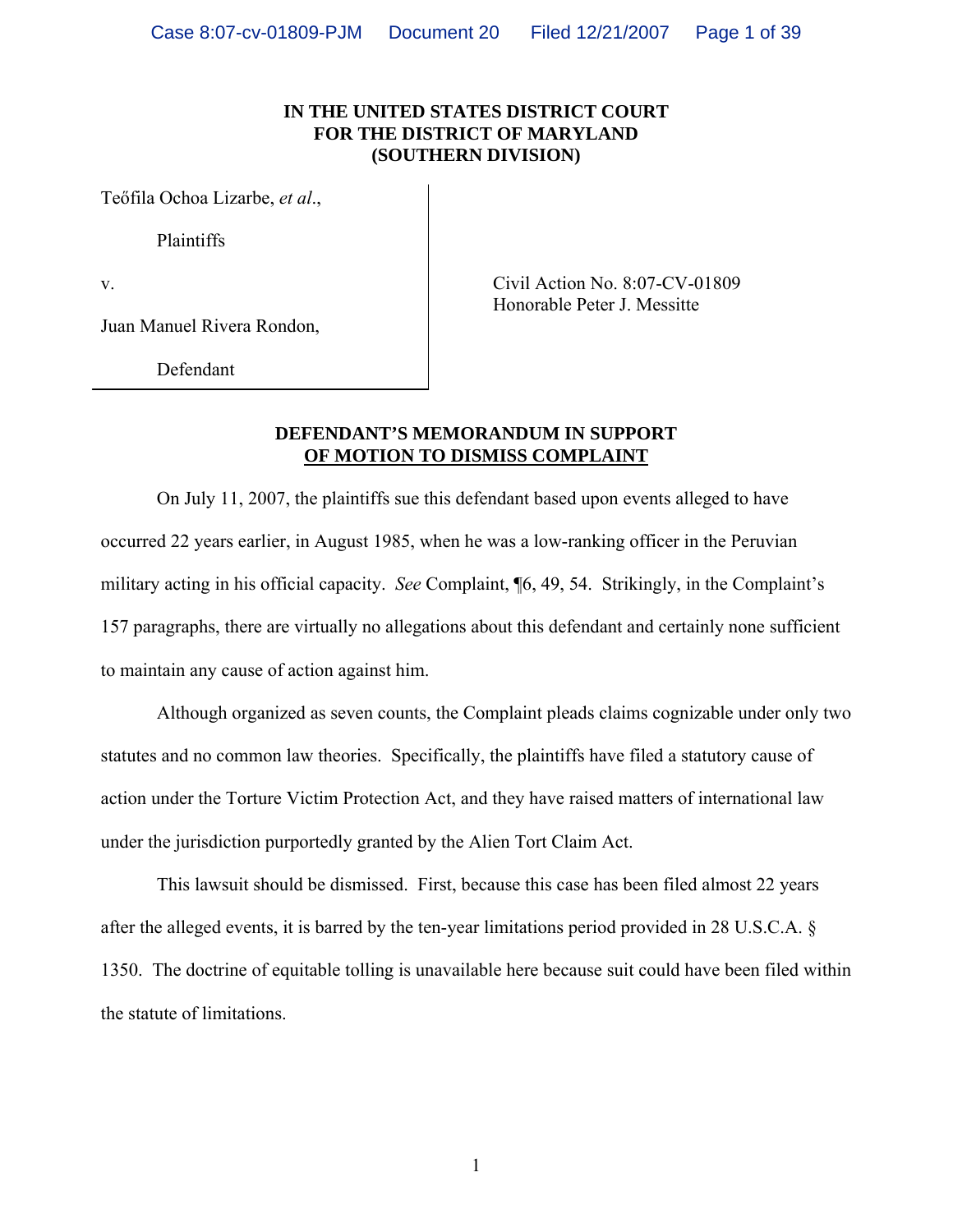# IN THE UNITED STATES DISTRICT COURT
# FOR THE DISTRICT OF MARYLAND
# (SOUTHERN DIVISION)

| | |
|---|---|
| Teőfila Ochoa Lizarbe, *et al*., | |
| Plaintiffs | |
| v. | Civil Action No. 8:07-CV-01809<br>Honorable Peter J. Messitte |
| Juan Manuel Rivera Rondon, | |
| Defendant | |

**DEFENDANT'S MEMORANDUM IN SUPPORT**
**OF MOTION TO DISMISS COMPLAINT**

On July 11, 2007, the plaintiffs sue this defendant based upon events alleged to have occurred 22 years earlier, in August 1985, when he was a low-ranking officer in the Peruvian military acting in his official capacity. *See* Complaint, ¶6, 49, 54. Strikingly, in the Complaint's 157 paragraphs, there are virtually no allegations about this defendant and certainly none sufficient to maintain any cause of action against him.

Although organized as seven counts, the Complaint pleads claims cognizable under only two statutes and no common law theories. Specifically, the plaintiffs have filed a statutory cause of action under the Torture Victim Protection Act, and they have raised matters of international law under the jurisdiction purportedly granted by the Alien Tort Claim Act.

This lawsuit should be dismissed. First, because this case has been filed almost 22 years after the alleged events, it is barred by the ten-year limitations period provided in 28 U.S.C.A. § 1350. The doctrine of equitable tolling is unavailable here because suit could have been filed within the statute of limitations.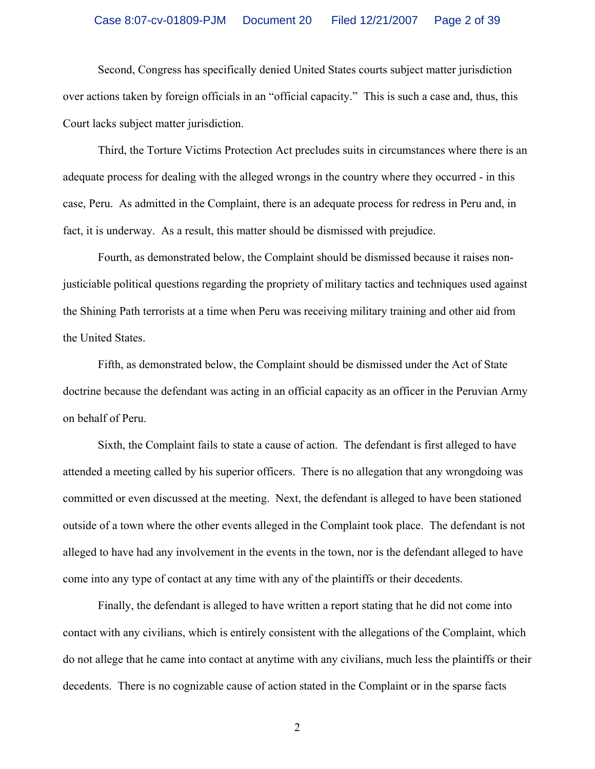Second, Congress has specifically denied United States courts subject matter jurisdiction over actions taken by foreign officials in an "official capacity." This is such a case and, thus, this Court lacks subject matter jurisdiction.

Third, the Torture Victims Protection Act precludes suits in circumstances where there is an adequate process for dealing with the alleged wrongs in the country where they occurred - in this case, Peru. As admitted in the Complaint, there is an adequate process for redress in Peru and, in fact, it is underway. As a result, this matter should be dismissed with prejudice.

Fourth, as demonstrated below, the Complaint should be dismissed because it raises non-justiciable political questions regarding the propriety of military tactics and techniques used against the Shining Path terrorists at a time when Peru was receiving military training and other aid from the United States.

Fifth, as demonstrated below, the Complaint should be dismissed under the Act of State doctrine because the defendant was acting in an official capacity as an officer in the Peruvian Army on behalf of Peru.

Sixth, the Complaint fails to state a cause of action. The defendant is first alleged to have attended a meeting called by his superior officers. There is no allegation that any wrongdoing was committed or even discussed at the meeting. Next, the defendant is alleged to have been stationed outside of a town where the other events alleged in the Complaint took place. The defendant is not alleged to have had any involvement in the events in the town, nor is the defendant alleged to have come into any type of contact at any time with any of the plaintiffs or their decedents.

Finally, the defendant is alleged to have written a report stating that he did not come into contact with any civilians, which is entirely consistent with the allegations of the Complaint, which do not allege that he came into contact at anytime with any civilians, much less the plaintiffs or their decedents. There is no cognizable cause of action stated in the Complaint or in the sparse facts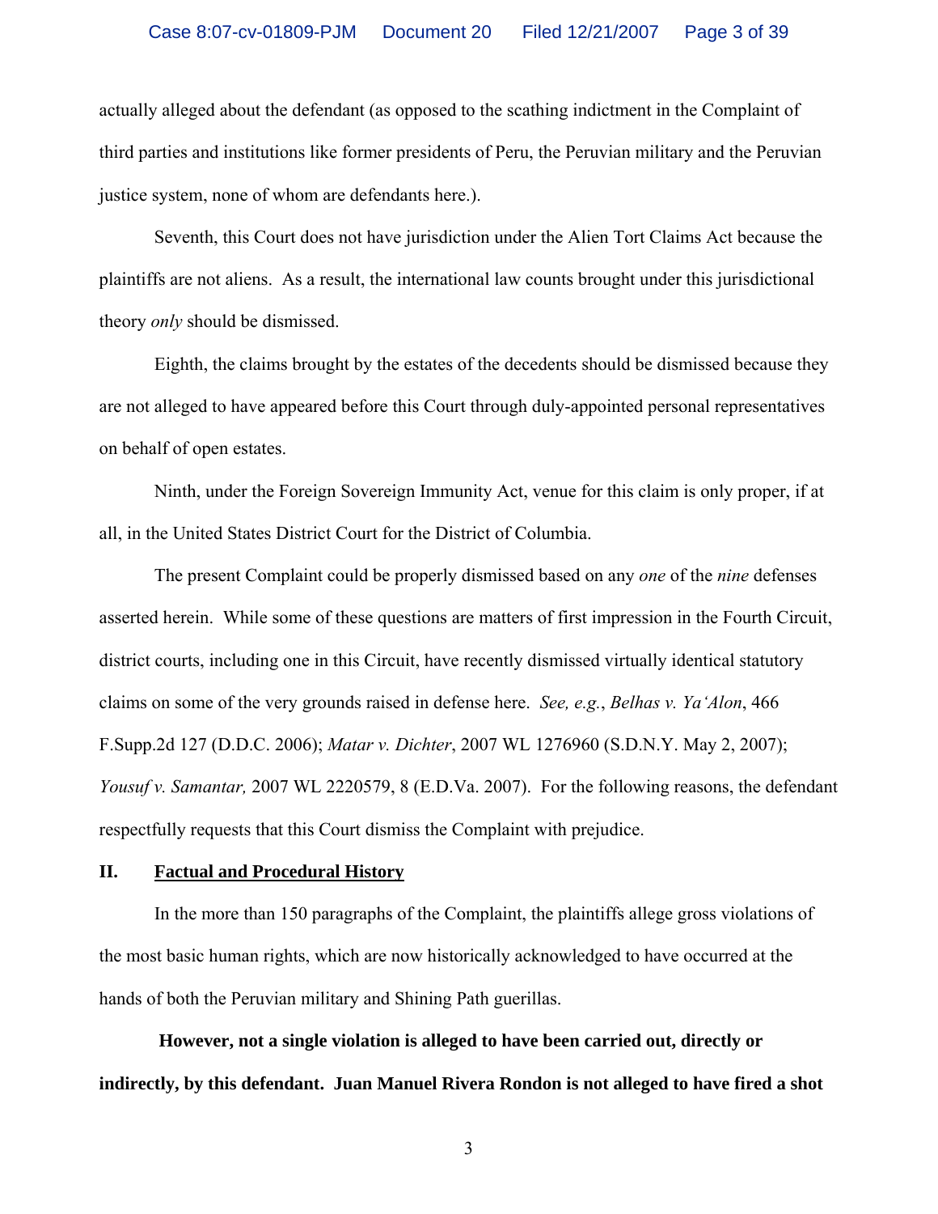actually alleged about the defendant (as opposed to the scathing indictment in the Complaint of third parties and institutions like former presidents of Peru, the Peruvian military and the Peruvian justice system, none of whom are defendants here.).

Seventh, this Court does not have jurisdiction under the Alien Tort Claims Act because the plaintiffs are not aliens. As a result, the international law counts brought under this jurisdictional theory *only* should be dismissed.

Eighth, the claims brought by the estates of the decedents should be dismissed because they are not alleged to have appeared before this Court through duly-appointed personal representatives on behalf of open estates.

Ninth, under the Foreign Sovereign Immunity Act, venue for this claim is only proper, if at all, in the United States District Court for the District of Columbia.

The present Complaint could be properly dismissed based on any *one* of the *nine* defenses asserted herein. While some of these questions are matters of first impression in the Fourth Circuit, district courts, including one in this Circuit, have recently dismissed virtually identical statutory claims on some of the very grounds raised in defense here. *See, e.g.*, *Belhas v. Ya'Alon*, 466 F.Supp.2d 127 (D.D.C. 2006); *Matar v. Dichter*, 2007 WL 1276960 (S.D.N.Y. May 2, 2007); *Yousuf v. Samantar,* 2007 WL 2220579, 8 (E.D.Va. 2007). For the following reasons, the defendant respectfully requests that this Court dismiss the Complaint with prejudice.

## II. <u>Factual and Procedural History</u>

In the more than 150 paragraphs of the Complaint, the plaintiffs allege gross violations of the most basic human rights, which are now historically acknowledged to have occurred at the hands of both the Peruvian military and Shining Path guerillas.

**However, not a single violation is alleged to have been carried out, directly or indirectly, by this defendant. Juan Manuel Rivera Rondon is not alleged to have fired a shot**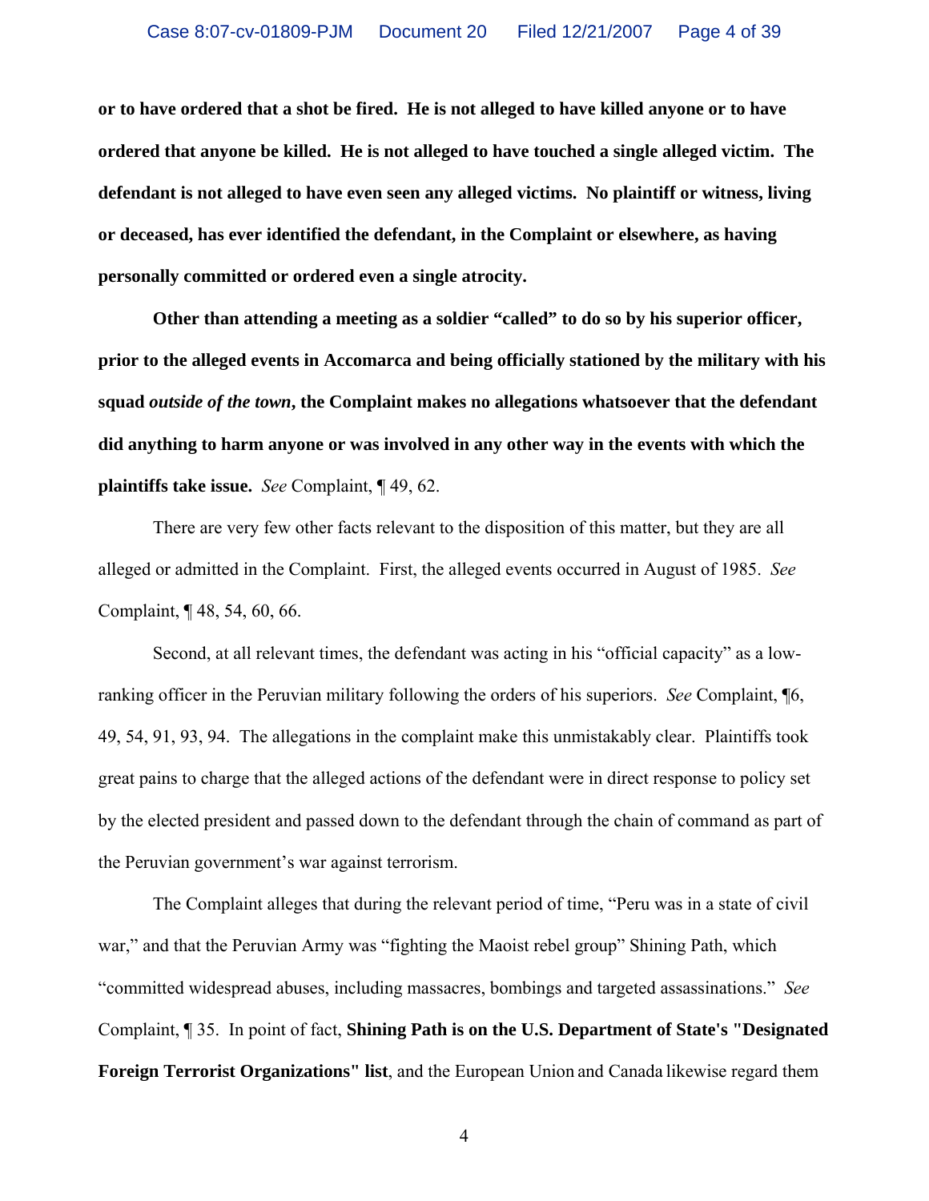**or to have ordered that a shot be fired. He is not alleged to have killed anyone or to have ordered that anyone be killed. He is not alleged to have touched a single alleged victim. The defendant is not alleged to have even seen any alleged victims. No plaintiff or witness, living or deceased, has ever identified the defendant, in the Complaint or elsewhere, as having personally committed or ordered even a single atrocity.**

**Other than attending a meeting as a soldier "called" to do so by his superior officer, prior to the alleged events in Accomarca and being officially stationed by the military with his squad *outside of the town*, the Complaint makes no allegations whatsoever that the defendant did anything to harm anyone or was involved in any other way in the events with which the plaintiffs take issue.** *See* Complaint, ¶ 49, 62.

There are very few other facts relevant to the disposition of this matter, but they are all alleged or admitted in the Complaint. First, the alleged events occurred in August of 1985. *See* Complaint, ¶ 48, 54, 60, 66.

Second, at all relevant times, the defendant was acting in his "official capacity" as a low-ranking officer in the Peruvian military following the orders of his superiors. *See* Complaint, ¶6, 49, 54, 91, 93, 94. The allegations in the complaint make this unmistakably clear. Plaintiffs took great pains to charge that the alleged actions of the defendant were in direct response to policy set by the elected president and passed down to the defendant through the chain of command as part of the Peruvian government's war against terrorism.

The Complaint alleges that during the relevant period of time, "Peru was in a state of civil war," and that the Peruvian Army was "fighting the Maoist rebel group" Shining Path, which "committed widespread abuses, including massacres, bombings and targeted assassinations." *See* Complaint, ¶ 35. In point of fact, **Shining Path is on the U.S. Department of State's "Designated Foreign Terrorist Organizations" list**, and the European Union and Canada likewise regard them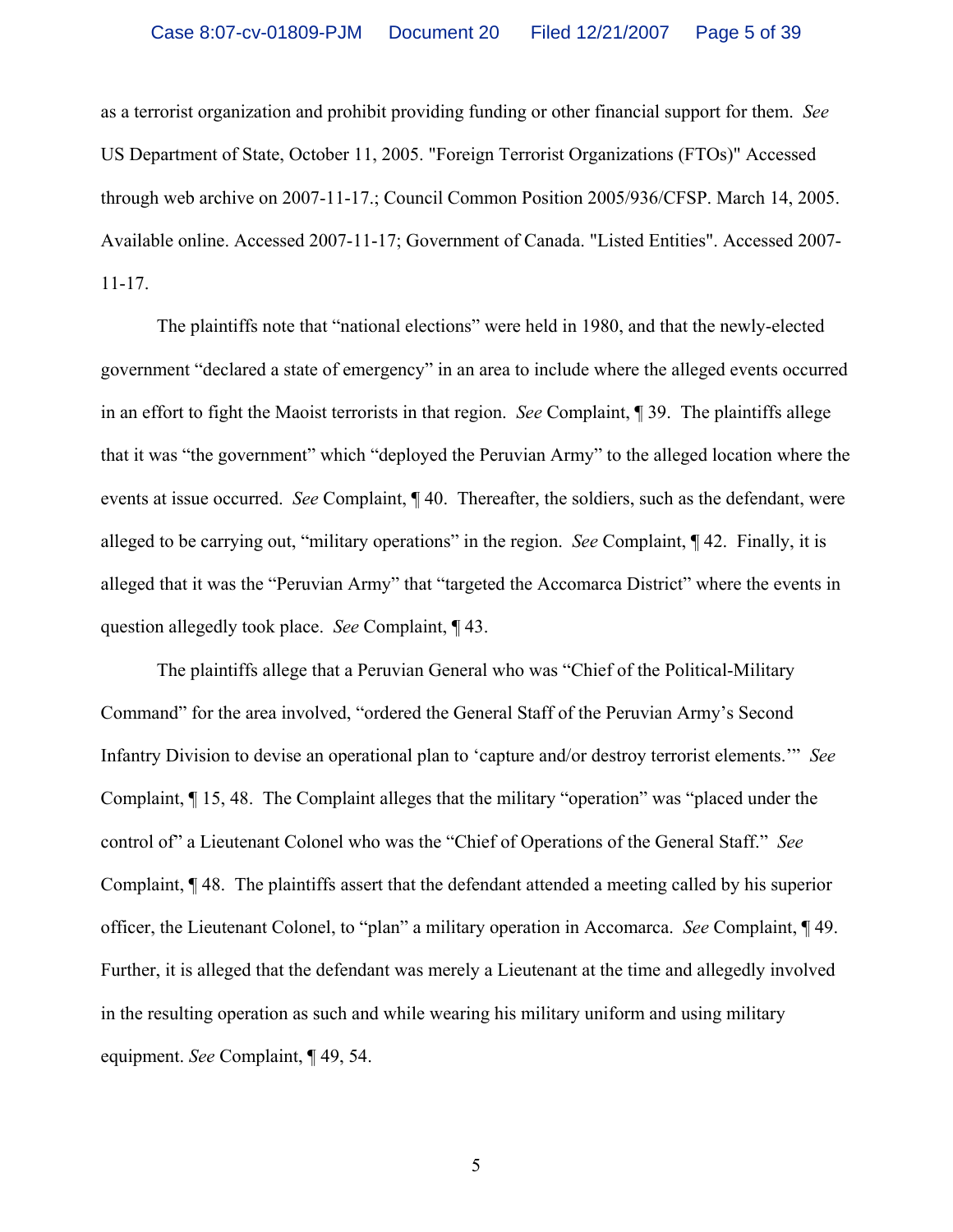as a terrorist organization and prohibit providing funding or other financial support for them. *See* US Department of State, October 11, 2005. "Foreign Terrorist Organizations (FTOs)" Accessed through web archive on 2007-11-17.; Council Common Position 2005/936/CFSP. March 14, 2005. Available online. Accessed 2007-11-17; Government of Canada. "Listed Entities". Accessed 2007-11-17.

The plaintiffs note that "national elections" were held in 1980, and that the newly-elected government "declared a state of emergency" in an area to include where the alleged events occurred in an effort to fight the Maoist terrorists in that region. *See* Complaint, ¶ 39. The plaintiffs allege that it was "the government" which "deployed the Peruvian Army" to the alleged location where the events at issue occurred. *See* Complaint, ¶ 40. Thereafter, the soldiers, such as the defendant, were alleged to be carrying out, "military operations" in the region. *See* Complaint, ¶ 42. Finally, it is alleged that it was the "Peruvian Army" that "targeted the Accomarca District" where the events in question allegedly took place. *See* Complaint, ¶ 43.

The plaintiffs allege that a Peruvian General who was "Chief of the Political-Military Command" for the area involved, "ordered the General Staff of the Peruvian Army's Second Infantry Division to devise an operational plan to 'capture and/or destroy terrorist elements.'" *See* Complaint, ¶ 15, 48. The Complaint alleges that the military "operation" was "placed under the control of" a Lieutenant Colonel who was the "Chief of Operations of the General Staff." *See* Complaint, ¶ 48. The plaintiffs assert that the defendant attended a meeting called by his superior officer, the Lieutenant Colonel, to "plan" a military operation in Accomarca. *See* Complaint, ¶ 49. Further, it is alleged that the defendant was merely a Lieutenant at the time and allegedly involved in the resulting operation as such and while wearing his military uniform and using military equipment. *See* Complaint, ¶ 49, 54.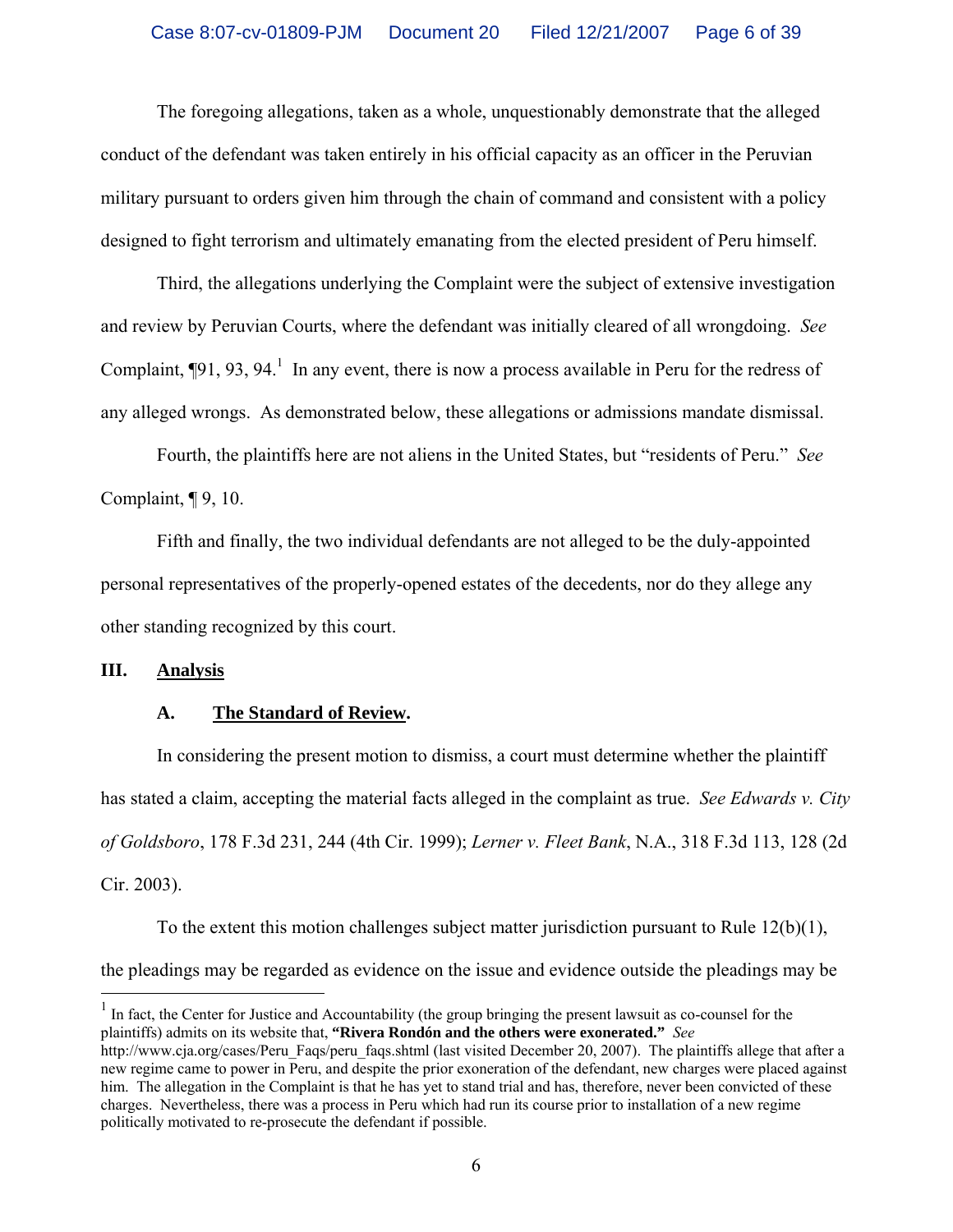The foregoing allegations, taken as a whole, unquestionably demonstrate that the alleged conduct of the defendant was taken entirely in his official capacity as an officer in the Peruvian military pursuant to orders given him through the chain of command and consistent with a policy designed to fight terrorism and ultimately emanating from the elected president of Peru himself.

Third, the allegations underlying the Complaint were the subject of extensive investigation and review by Peruvian Courts, where the defendant was initially cleared of all wrongdoing. *See* Complaint, ¶91, 93, 94.[1] In any event, there is now a process available in Peru for the redress of any alleged wrongs. As demonstrated below, these allegations or admissions mandate dismissal.

Fourth, the plaintiffs here are not aliens in the United States, but "residents of Peru." *See* Complaint, ¶ 9, 10.

Fifth and finally, the two individual defendants are not alleged to be the duly-appointed personal representatives of the properly-opened estates of the decedents, nor do they allege any other standing recognized by this court.

## III. Analysis

### A. The Standard of Review.

In considering the present motion to dismiss, a court must determine whether the plaintiff has stated a claim, accepting the material facts alleged in the complaint as true. *See Edwards v. City of Goldsboro*, 178 F.3d 231, 244 (4th Cir. 1999); *Lerner v. Fleet Bank*, N.A., 318 F.3d 113, 128 (2d Cir. 2003).

To the extent this motion challenges subject matter jurisdiction pursuant to Rule 12(b)(1), the pleadings may be regarded as evidence on the issue and evidence outside the pleadings may be

---

[1] In fact, the Center for Justice and Accountability (the group bringing the present lawsuit as co-counsel for the plaintiffs) admits on its website that, **"Rivera Rondón and the others were exonerated."** *See* http://www.cja.org/cases/Peru_Faqs/peru_faqs.shtml (last visited December 20, 2007). The plaintiffs allege that after a new regime came to power in Peru, and despite the prior exoneration of the defendant, new charges were placed against him. The allegation in the Complaint is that he has yet to stand trial and has, therefore, never been convicted of these charges. Nevertheless, there was a process in Peru which had run its course prior to installation of a new regime politically motivated to re-prosecute the defendant if possible.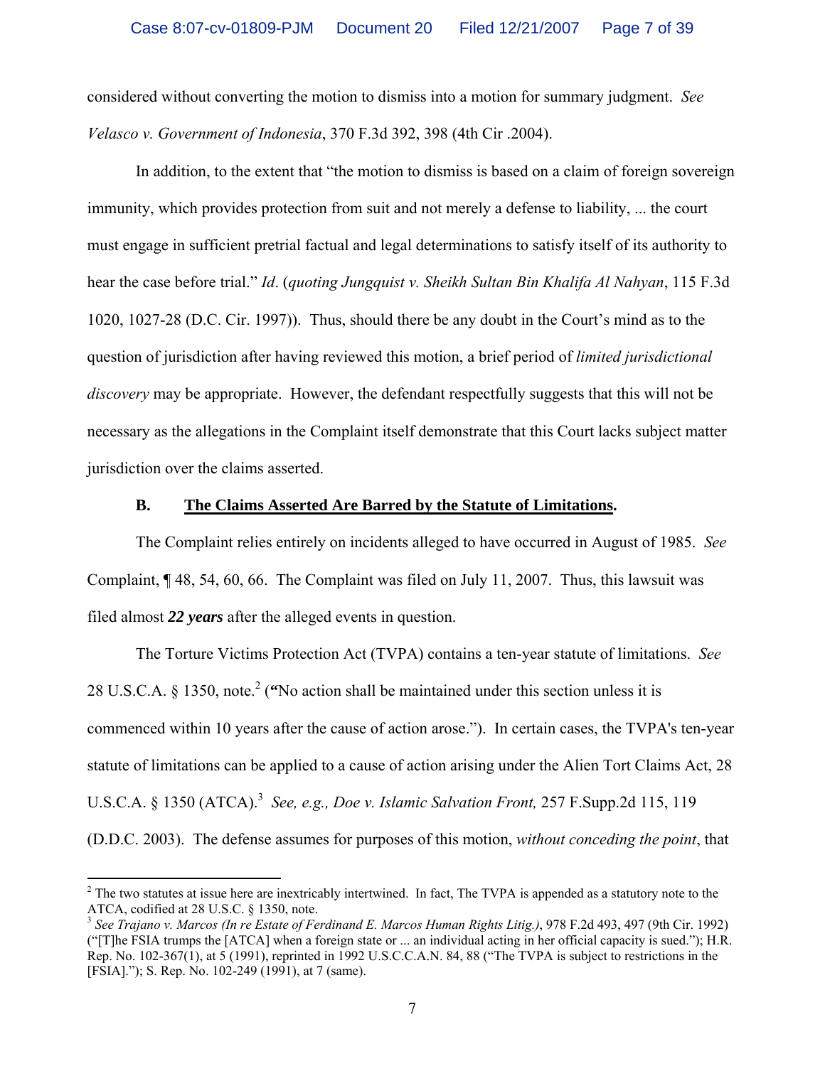considered without converting the motion to dismiss into a motion for summary judgment. *See Velasco v. Government of Indonesia*, 370 F.3d 392, 398 (4th Cir .2004).

In addition, to the extent that "the motion to dismiss is based on a claim of foreign sovereign immunity, which provides protection from suit and not merely a defense to liability, ... the court must engage in sufficient pretrial factual and legal determinations to satisfy itself of its authority to hear the case before trial." *Id*. (*quoting Jungquist v. Sheikh Sultan Bin Khalifa Al Nahyan*, 115 F.3d 1020, 1027-28 (D.C. Cir. 1997)). Thus, should there be any doubt in the Court's mind as to the question of jurisdiction after having reviewed this motion, a brief period of *limited jurisdictional discovery* may be appropriate. However, the defendant respectfully suggests that this will not be necessary as the allegations in the Complaint itself demonstrate that this Court lacks subject matter jurisdiction over the claims asserted.

### B. The Claims Asserted Are Barred by the Statute of Limitations.

The Complaint relies entirely on incidents alleged to have occurred in August of 1985. *See* Complaint, ¶ 48, 54, 60, 66. The Complaint was filed on July 11, 2007. Thus, this lawsuit was filed almost ***22 years*** after the alleged events in question.

The Torture Victims Protection Act (TVPA) contains a ten-year statute of limitations. *See* 28 U.S.C.A. § 1350, note.[2] (**"**No action shall be maintained under this section unless it is commenced within 10 years after the cause of action arose."). In certain cases, the TVPA's ten-year statute of limitations can be applied to a cause of action arising under the Alien Tort Claims Act, 28 U.S.C.A. § 1350 (ATCA).[3] *See, e.g., Doe v. Islamic Salvation Front,* 257 F.Supp.2d 115, 119 (D.D.C. 2003). The defense assumes for purposes of this motion, *without conceding the point*, that

---

[2] The two statutes at issue here are inextricably intertwined. In fact, The TVPA is appended as a statutory note to the ATCA, codified at 28 U.S.C. § 1350, note.

[3] *See Trajano v. Marcos (In re Estate of Ferdinand E. Marcos Human Rights Litig.)*, 978 F.2d 493, 497 (9th Cir. 1992) ("[T]he FSIA trumps the [ATCA] when a foreign state or ... an individual acting in her official capacity is sued."); H.R. Rep. No. 102-367(1), at 5 (1991), reprinted in 1992 U.S.C.C.A.N. 84, 88 ("The TVPA is subject to restrictions in the [FSIA]."); S. Rep. No. 102-249 (1991), at 7 (same).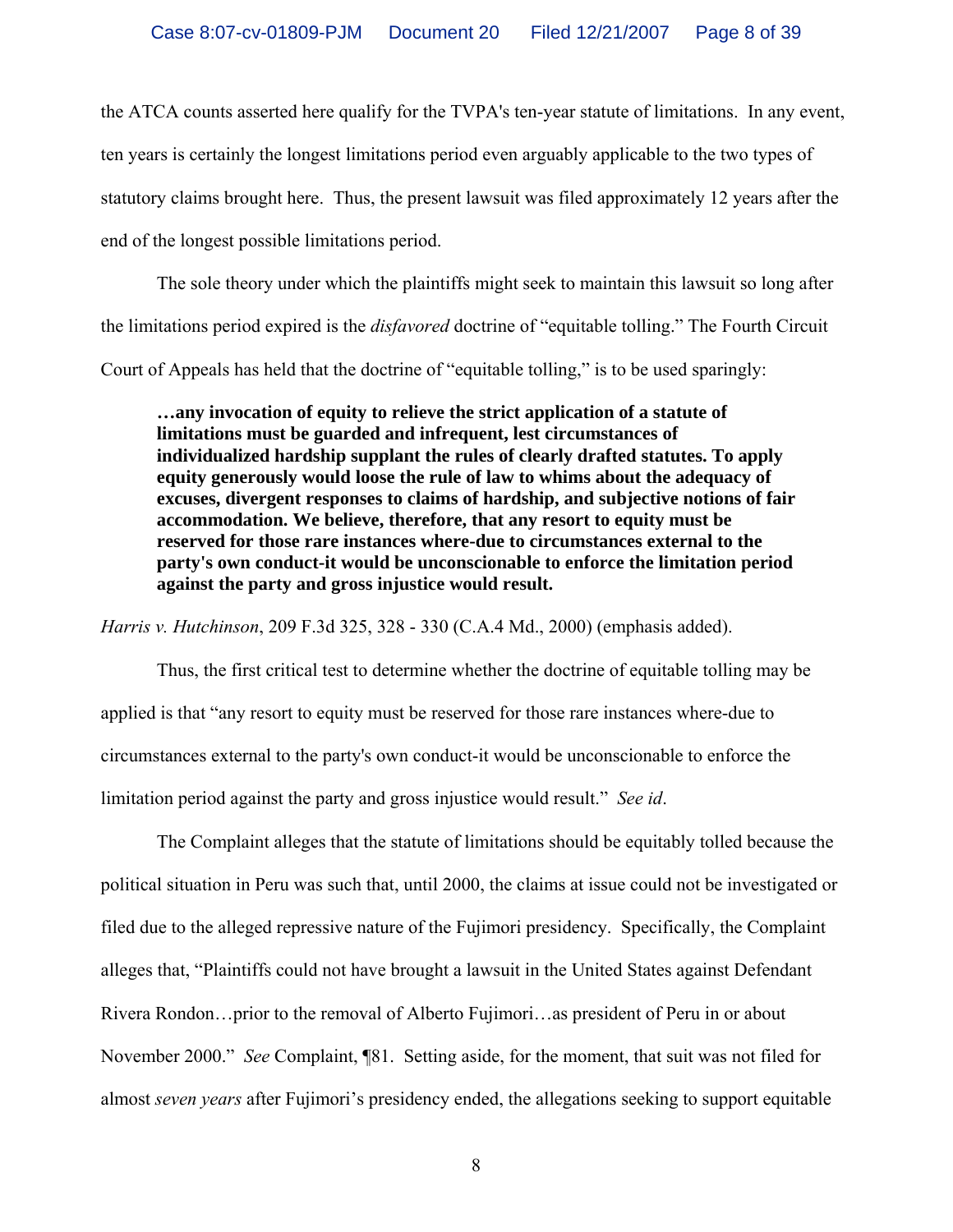the ATCA counts asserted here qualify for the TVPA's ten-year statute of limitations. In any event, ten years is certainly the longest limitations period even arguably applicable to the two types of statutory claims brought here. Thus, the present lawsuit was filed approximately 12 years after the end of the longest possible limitations period.

The sole theory under which the plaintiffs might seek to maintain this lawsuit so long after the limitations period expired is the *disfavored* doctrine of "equitable tolling." The Fourth Circuit Court of Appeals has held that the doctrine of "equitable tolling," is to be used sparingly:

> **…any invocation of equity to relieve the strict application of a statute of limitations must be guarded and infrequent, lest circumstances of individualized hardship supplant the rules of clearly drafted statutes. To apply equity generously would loose the rule of law to whims about the adequacy of excuses, divergent responses to claims of hardship, and subjective notions of fair accommodation. We believe, therefore, that any resort to equity must be reserved for those rare instances where-due to circumstances external to the party's own conduct-it would be unconscionable to enforce the limitation period against the party and gross injustice would result.**

*Harris v. Hutchinson*, 209 F.3d 325, 328 - 330 (C.A.4 Md., 2000) (emphasis added).

Thus, the first critical test to determine whether the doctrine of equitable tolling may be applied is that "any resort to equity must be reserved for those rare instances where-due to circumstances external to the party's own conduct-it would be unconscionable to enforce the limitation period against the party and gross injustice would result." *See id*.

The Complaint alleges that the statute of limitations should be equitably tolled because the political situation in Peru was such that, until 2000, the claims at issue could not be investigated or filed due to the alleged repressive nature of the Fujimori presidency. Specifically, the Complaint alleges that, "Plaintiffs could not have brought a lawsuit in the United States against Defendant Rivera Rondon…prior to the removal of Alberto Fujimori…as president of Peru in or about November 2000." *See* Complaint, ¶81. Setting aside, for the moment, that suit was not filed for almost *seven years* after Fujimori's presidency ended, the allegations seeking to support equitable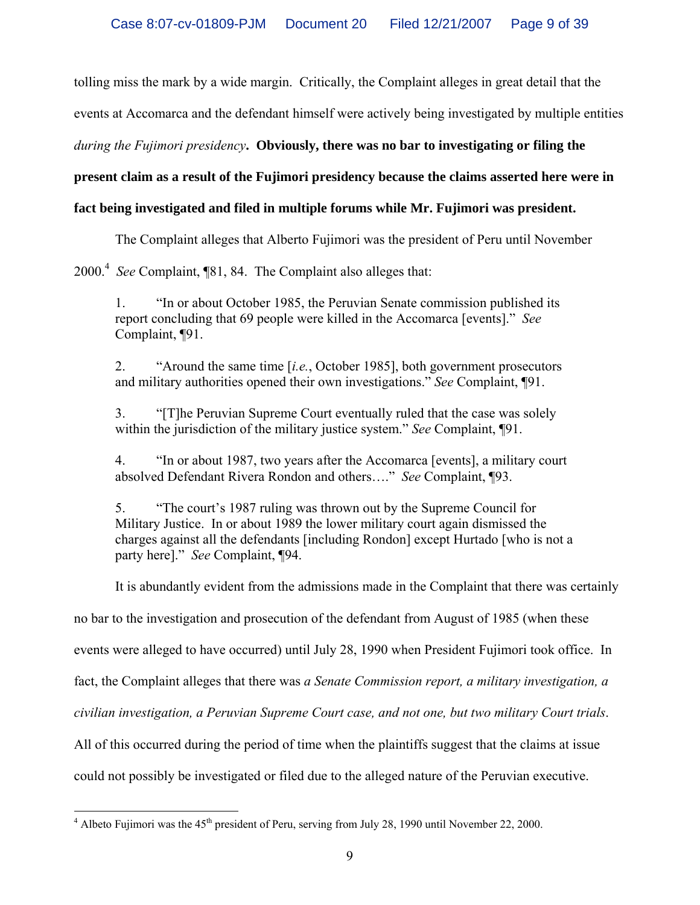tolling miss the mark by a wide margin. Critically, the Complaint alleges in great detail that the events at Accomarca and the defendant himself were actively being investigated by multiple entities *during the Fujimori presidency*. **Obviously, there was no bar to investigating or filing the present claim as a result of the Fujimori presidency because the claims asserted here were in fact being investigated and filed in multiple forums while Mr. Fujimori was president.**

The Complaint alleges that Alberto Fujimori was the president of Peru until November 2000.[4] *See* Complaint, ¶81, 84. The Complaint also alleges that:

> 1. "In or about October 1985, the Peruvian Senate commission published its report concluding that 69 people were killed in the Accomarca [events]." *See* Complaint, ¶91.
>
> 2. "Around the same time [*i.e.*, October 1985], both government prosecutors and military authorities opened their own investigations." *See* Complaint, ¶91.
>
> 3. "[T]he Peruvian Supreme Court eventually ruled that the case was solely within the jurisdiction of the military justice system." *See* Complaint, ¶91.
>
> 4. "In or about 1987, two years after the Accomarca [events], a military court absolved Defendant Rivera Rondon and others…." *See* Complaint, ¶93.
>
> 5. "The court's 1987 ruling was thrown out by the Supreme Council for Military Justice. In or about 1989 the lower military court again dismissed the charges against all the defendants [including Rondon] except Hurtado [who is not a party here]." *See* Complaint, ¶94.

It is abundantly evident from the admissions made in the Complaint that there was certainly no bar to the investigation and prosecution of the defendant from August of 1985 (when these events were alleged to have occurred) until July 28, 1990 when President Fujimori took office. In fact, the Complaint alleges that there was *a Senate Commission report, a military investigation, a civilian investigation, a Peruvian Supreme Court case, and not one, but two military Court trials*. All of this occurred during the period of time when the plaintiffs suggest that the claims at issue could not possibly be investigated or filed due to the alleged nature of the Peruvian executive.

---

[4] Albeto Fujimori was the 45th president of Peru, serving from July 28, 1990 until November 22, 2000.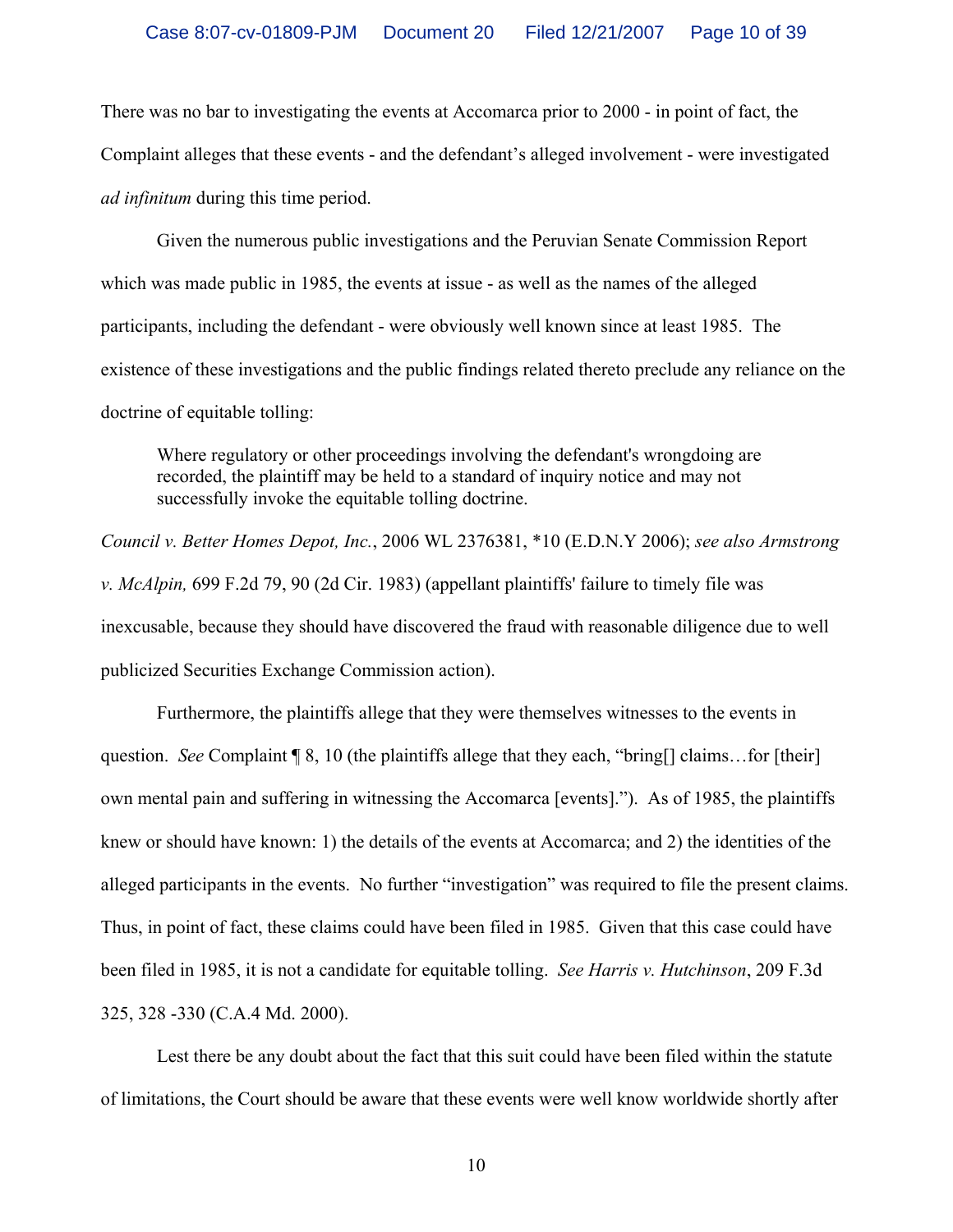There was no bar to investigating the events at Accomarca prior to 2000 - in point of fact, the Complaint alleges that these events - and the defendant's alleged involvement - were investigated *ad infinitum* during this time period.

Given the numerous public investigations and the Peruvian Senate Commission Report which was made public in 1985, the events at issue - as well as the names of the alleged participants, including the defendant - were obviously well known since at least 1985. The existence of these investigations and the public findings related thereto preclude any reliance on the doctrine of equitable tolling:

> Where regulatory or other proceedings involving the defendant's wrongdoing are recorded, the plaintiff may be held to a standard of inquiry notice and may not successfully invoke the equitable tolling doctrine.

*Council v. Better Homes Depot, Inc.*, 2006 WL 2376381, *10 (E.D.N.Y 2006); *see also Armstrong v. McAlpin,* 699 F.2d 79, 90 (2d Cir. 1983) (appellant plaintiffs' failure to timely file was inexcusable, because they should have discovered the fraud with reasonable diligence due to well publicized Securities Exchange Commission action).

Furthermore, the plaintiffs allege that they were themselves witnesses to the events in question. *See* Complaint ¶ 8, 10 (the plaintiffs allege that they each, "bring[] claims…for [their] own mental pain and suffering in witnessing the Accomarca [events]."). As of 1985, the plaintiffs knew or should have known: 1) the details of the events at Accomarca; and 2) the identities of the alleged participants in the events. No further "investigation" was required to file the present claims. Thus, in point of fact, these claims could have been filed in 1985. Given that this case could have been filed in 1985, it is not a candidate for equitable tolling. *See Harris v. Hutchinson*, 209 F.3d 325, 328 -330 (C.A.4 Md. 2000).

Lest there be any doubt about the fact that this suit could have been filed within the statute of limitations, the Court should be aware that these events were well know worldwide shortly after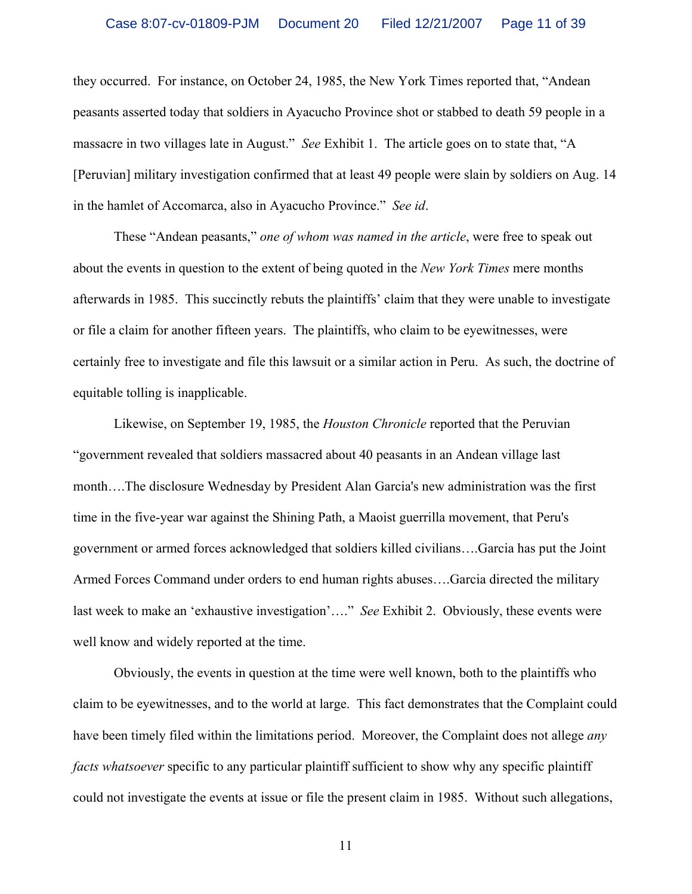they occurred. For instance, on October 24, 1985, the New York Times reported that, "Andean peasants asserted today that soldiers in Ayacucho Province shot or stabbed to death 59 people in a massacre in two villages late in August." *See* Exhibit 1. The article goes on to state that, "A [Peruvian] military investigation confirmed that at least 49 people were slain by soldiers on Aug. 14 in the hamlet of Accomarca, also in Ayacucho Province." *See id*.

These "Andean peasants," *one of whom was named in the article*, were free to speak out about the events in question to the extent of being quoted in the *New York Times* mere months afterwards in 1985. This succinctly rebuts the plaintiffs' claim that they were unable to investigate or file a claim for another fifteen years. The plaintiffs, who claim to be eyewitnesses, were certainly free to investigate and file this lawsuit or a similar action in Peru. As such, the doctrine of equitable tolling is inapplicable.

Likewise, on September 19, 1985, the *Houston Chronicle* reported that the Peruvian "government revealed that soldiers massacred about 40 peasants in an Andean village last month….The disclosure Wednesday by President Alan Garcia's new administration was the first time in the five-year war against the Shining Path, a Maoist guerrilla movement, that Peru's government or armed forces acknowledged that soldiers killed civilians….Garcia has put the Joint Armed Forces Command under orders to end human rights abuses….Garcia directed the military last week to make an 'exhaustive investigation'…." *See* Exhibit 2. Obviously, these events were well know and widely reported at the time.

Obviously, the events in question at the time were well known, both to the plaintiffs who claim to be eyewitnesses, and to the world at large. This fact demonstrates that the Complaint could have been timely filed within the limitations period. Moreover, the Complaint does not allege *any facts whatsoever* specific to any particular plaintiff sufficient to show why any specific plaintiff could not investigate the events at issue or file the present claim in 1985. Without such allegations,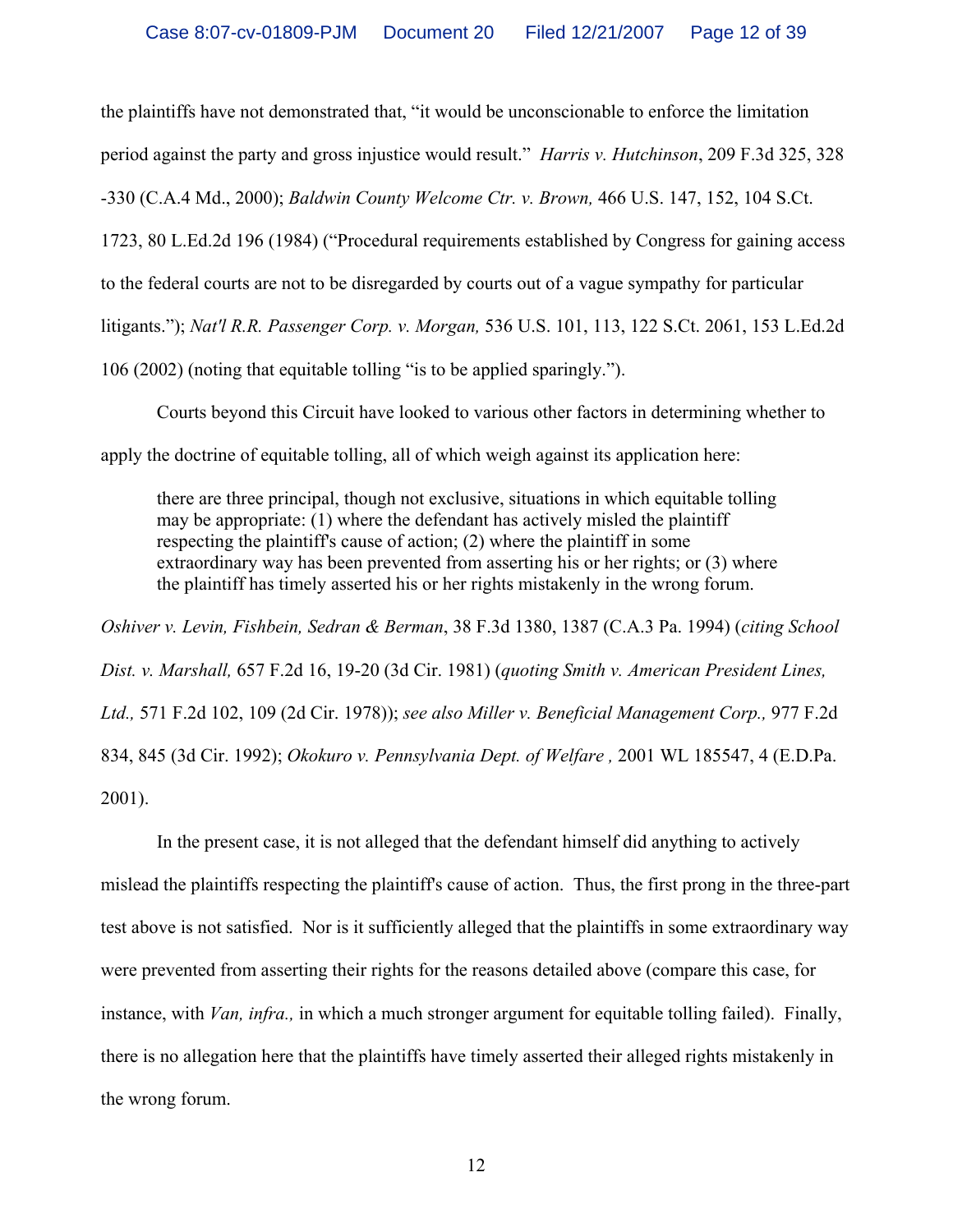the plaintiffs have not demonstrated that, "it would be unconscionable to enforce the limitation period against the party and gross injustice would result." *Harris v. Hutchinson*, 209 F.3d 325, 328 -330 (C.A.4 Md., 2000); *Baldwin County Welcome Ctr. v. Brown,* 466 U.S. 147, 152, 104 S.Ct. 1723, 80 L.Ed.2d 196 (1984) ("Procedural requirements established by Congress for gaining access to the federal courts are not to be disregarded by courts out of a vague sympathy for particular litigants."); *Nat'l R.R. Passenger Corp. v. Morgan,* 536 U.S. 101, 113, 122 S.Ct. 2061, 153 L.Ed.2d 106 (2002) (noting that equitable tolling "is to be applied sparingly.").

Courts beyond this Circuit have looked to various other factors in determining whether to apply the doctrine of equitable tolling, all of which weigh against its application here:

> there are three principal, though not exclusive, situations in which equitable tolling may be appropriate: (1) where the defendant has actively misled the plaintiff respecting the plaintiff's cause of action; (2) where the plaintiff in some extraordinary way has been prevented from asserting his or her rights; or (3) where the plaintiff has timely asserted his or her rights mistakenly in the wrong forum.

*Oshiver v. Levin, Fishbein, Sedran & Berman*, 38 F.3d 1380, 1387 (C.A.3 Pa. 1994) (*citing School Dist. v. Marshall,* 657 F.2d 16, 19-20 (3d Cir. 1981) (*quoting Smith v. American President Lines, Ltd.,* 571 F.2d 102, 109 (2d Cir. 1978)); *see also Miller v. Beneficial Management Corp.,* 977 F.2d 834, 845 (3d Cir. 1992); *Okokuro v. Pennsylvania Dept. of Welfare ,* 2001 WL 185547, 4 (E.D.Pa. 2001).

In the present case, it is not alleged that the defendant himself did anything to actively mislead the plaintiffs respecting the plaintiff's cause of action. Thus, the first prong in the three-part test above is not satisfied. Nor is it sufficiently alleged that the plaintiffs in some extraordinary way were prevented from asserting their rights for the reasons detailed above (compare this case, for instance, with *Van, infra.,* in which a much stronger argument for equitable tolling failed). Finally, there is no allegation here that the plaintiffs have timely asserted their alleged rights mistakenly in the wrong forum.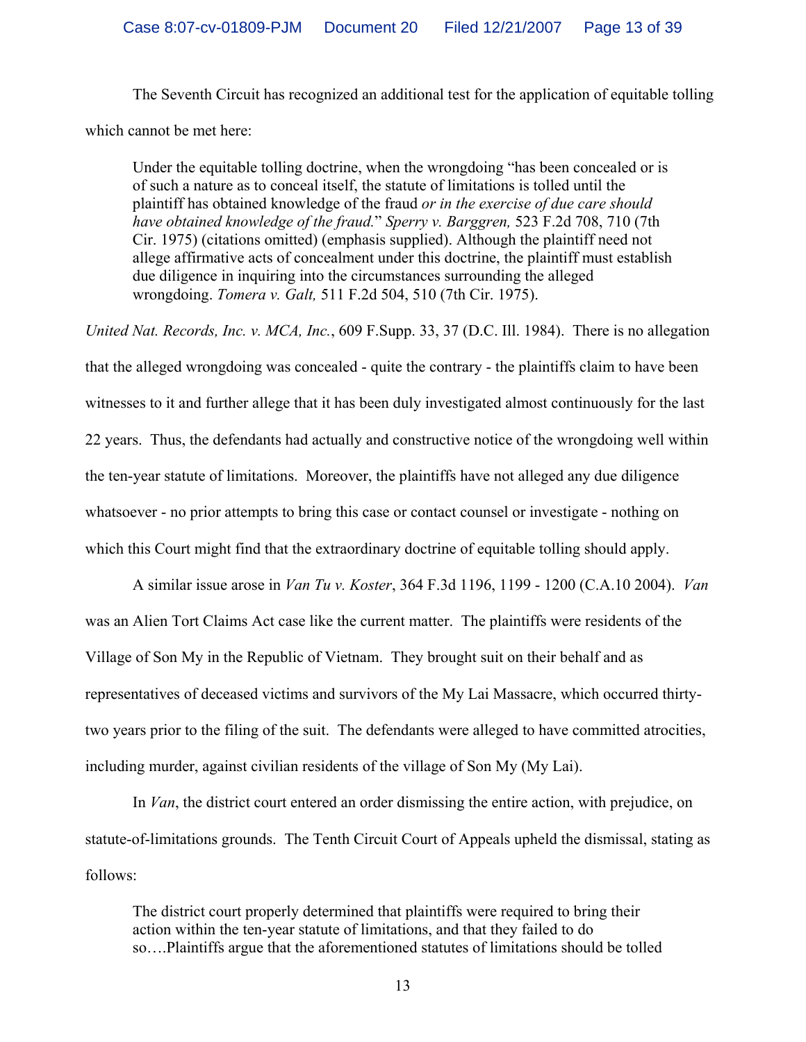The Seventh Circuit has recognized an additional test for the application of equitable tolling which cannot be met here:

> Under the equitable tolling doctrine, when the wrongdoing "has been concealed or is of such a nature as to conceal itself, the statute of limitations is tolled until the plaintiff has obtained knowledge of the fraud *or in the exercise of due care should have obtained knowledge of the fraud.*" *Sperry v. Barggren,* 523 F.2d 708, 710 (7th Cir. 1975) (citations omitted) (emphasis supplied). Although the plaintiff need not allege affirmative acts of concealment under this doctrine, the plaintiff must establish due diligence in inquiring into the circumstances surrounding the alleged wrongdoing. *Tomera v. Galt,* 511 F.2d 504, 510 (7th Cir. 1975).

*United Nat. Records, Inc. v. MCA, Inc.*, 609 F.Supp. 33, 37 (D.C. Ill. 1984). There is no allegation that the alleged wrongdoing was concealed - quite the contrary - the plaintiffs claim to have been witnesses to it and further allege that it has been duly investigated almost continuously for the last 22 years. Thus, the defendants had actually and constructive notice of the wrongdoing well within the ten-year statute of limitations. Moreover, the plaintiffs have not alleged any due diligence whatsoever - no prior attempts to bring this case or contact counsel or investigate - nothing on which this Court might find that the extraordinary doctrine of equitable tolling should apply.

A similar issue arose in *Van Tu v. Koster*, 364 F.3d 1196, 1199 - 1200 (C.A.10 2004). *Van* was an Alien Tort Claims Act case like the current matter. The plaintiffs were residents of the Village of Son My in the Republic of Vietnam. They brought suit on their behalf and as representatives of deceased victims and survivors of the My Lai Massacre, which occurred thirty-two years prior to the filing of the suit. The defendants were alleged to have committed atrocities, including murder, against civilian residents of the village of Son My (My Lai).

In *Van*, the district court entered an order dismissing the entire action, with prejudice, on statute-of-limitations grounds. The Tenth Circuit Court of Appeals upheld the dismissal, stating as follows:

> The district court properly determined that plaintiffs were required to bring their action within the ten-year statute of limitations, and that they failed to do so….Plaintiffs argue that the aforementioned statutes of limitations should be tolled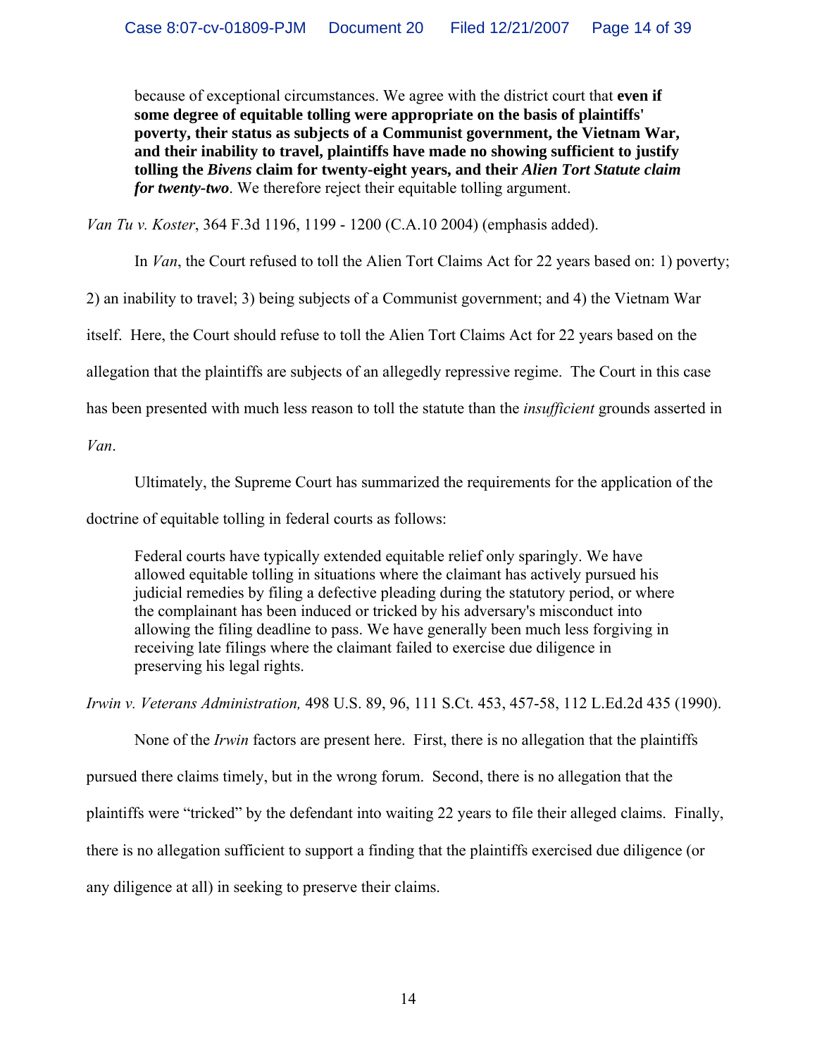> because of exceptional circumstances. We agree with the district court that **even if some degree of equitable tolling were appropriate on the basis of plaintiffs' poverty, their status as subjects of a Communist government, the Vietnam War, and their inability to travel, plaintiffs have made no showing sufficient to justify tolling the *Bivens* claim for twenty-eight years, and their *Alien Tort Statute claim for twenty-two***. We therefore reject their equitable tolling argument.

*Van Tu v. Koster*, 364 F.3d 1196, 1199 - 1200 (C.A.10 2004) (emphasis added).

In *Van*, the Court refused to toll the Alien Tort Claims Act for 22 years based on: 1) poverty; 2) an inability to travel; 3) being subjects of a Communist government; and 4) the Vietnam War itself. Here, the Court should refuse to toll the Alien Tort Claims Act for 22 years based on the allegation that the plaintiffs are subjects of an allegedly repressive regime. The Court in this case has been presented with much less reason to toll the statute than the *insufficient* grounds asserted in *Van*.

Ultimately, the Supreme Court has summarized the requirements for the application of the doctrine of equitable tolling in federal courts as follows:

> Federal courts have typically extended equitable relief only sparingly. We have allowed equitable tolling in situations where the claimant has actively pursued his judicial remedies by filing a defective pleading during the statutory period, or where the complainant has been induced or tricked by his adversary's misconduct into allowing the filing deadline to pass. We have generally been much less forgiving in receiving late filings where the claimant failed to exercise due diligence in preserving his legal rights.

*Irwin v. Veterans Administration,* 498 U.S. 89, 96, 111 S.Ct. 453, 457-58, 112 L.Ed.2d 435 (1990).

None of the *Irwin* factors are present here. First, there is no allegation that the plaintiffs pursued there claims timely, but in the wrong forum. Second, there is no allegation that the plaintiffs were "tricked" by the defendant into waiting 22 years to file their alleged claims. Finally, there is no allegation sufficient to support a finding that the plaintiffs exercised due diligence (or any diligence at all) in seeking to preserve their claims.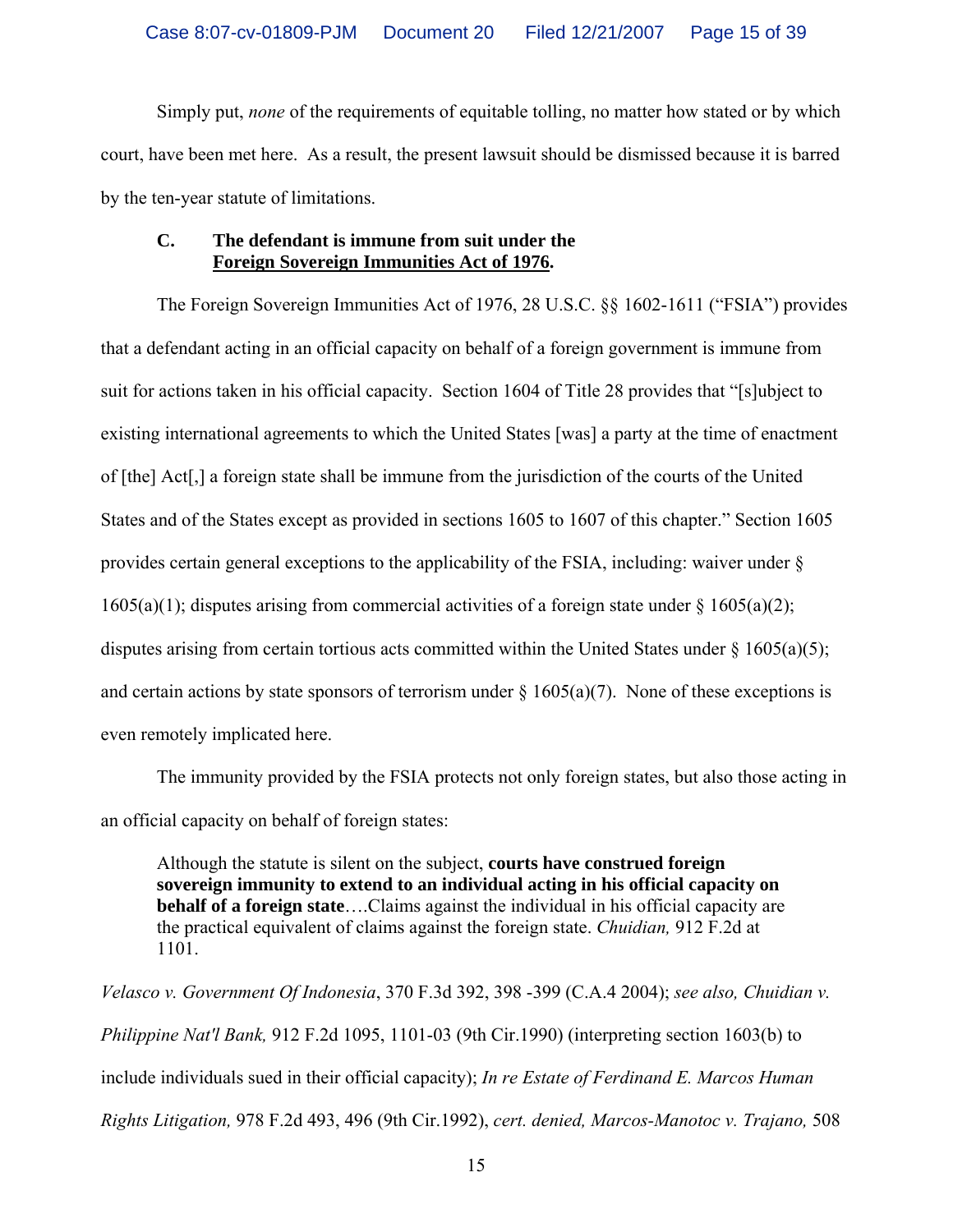Simply put, *none* of the requirements of equitable tolling, no matter how stated or by which court, have been met here. As a result, the present lawsuit should be dismissed because it is barred by the ten-year statute of limitations.

### C. The defendant is immune from suit under the Foreign Sovereign Immunities Act of 1976.

The Foreign Sovereign Immunities Act of 1976, 28 U.S.C. §§ 1602-1611 ("FSIA") provides that a defendant acting in an official capacity on behalf of a foreign government is immune from suit for actions taken in his official capacity. Section 1604 of Title 28 provides that "[s]ubject to existing international agreements to which the United States [was] a party at the time of enactment of [the] Act[,] a foreign state shall be immune from the jurisdiction of the courts of the United States and of the States except as provided in sections 1605 to 1607 of this chapter." Section 1605 provides certain general exceptions to the applicability of the FSIA, including: waiver under § 1605(a)(1); disputes arising from commercial activities of a foreign state under § 1605(a)(2); disputes arising from certain tortious acts committed within the United States under § 1605(a)(5); and certain actions by state sponsors of terrorism under § 1605(a)(7). None of these exceptions is even remotely implicated here.

The immunity provided by the FSIA protects not only foreign states, but also those acting in an official capacity on behalf of foreign states:

> Although the statute is silent on the subject, **courts have construed foreign sovereign immunity to extend to an individual acting in his official capacity on behalf of a foreign state**….Claims against the individual in his official capacity are the practical equivalent of claims against the foreign state. *Chuidian,* 912 F.2d at 1101.

*Velasco v. Government Of Indonesia*, 370 F.3d 392, 398 -399 (C.A.4 2004); *see also, Chuidian v. Philippine Nat'l Bank,* 912 F.2d 1095, 1101-03 (9th Cir.1990) (interpreting section 1603(b) to include individuals sued in their official capacity); *In re Estate of Ferdinand E. Marcos Human Rights Litigation,* 978 F.2d 493, 496 (9th Cir.1992), *cert. denied, Marcos-Manotoc v. Trajano,* 508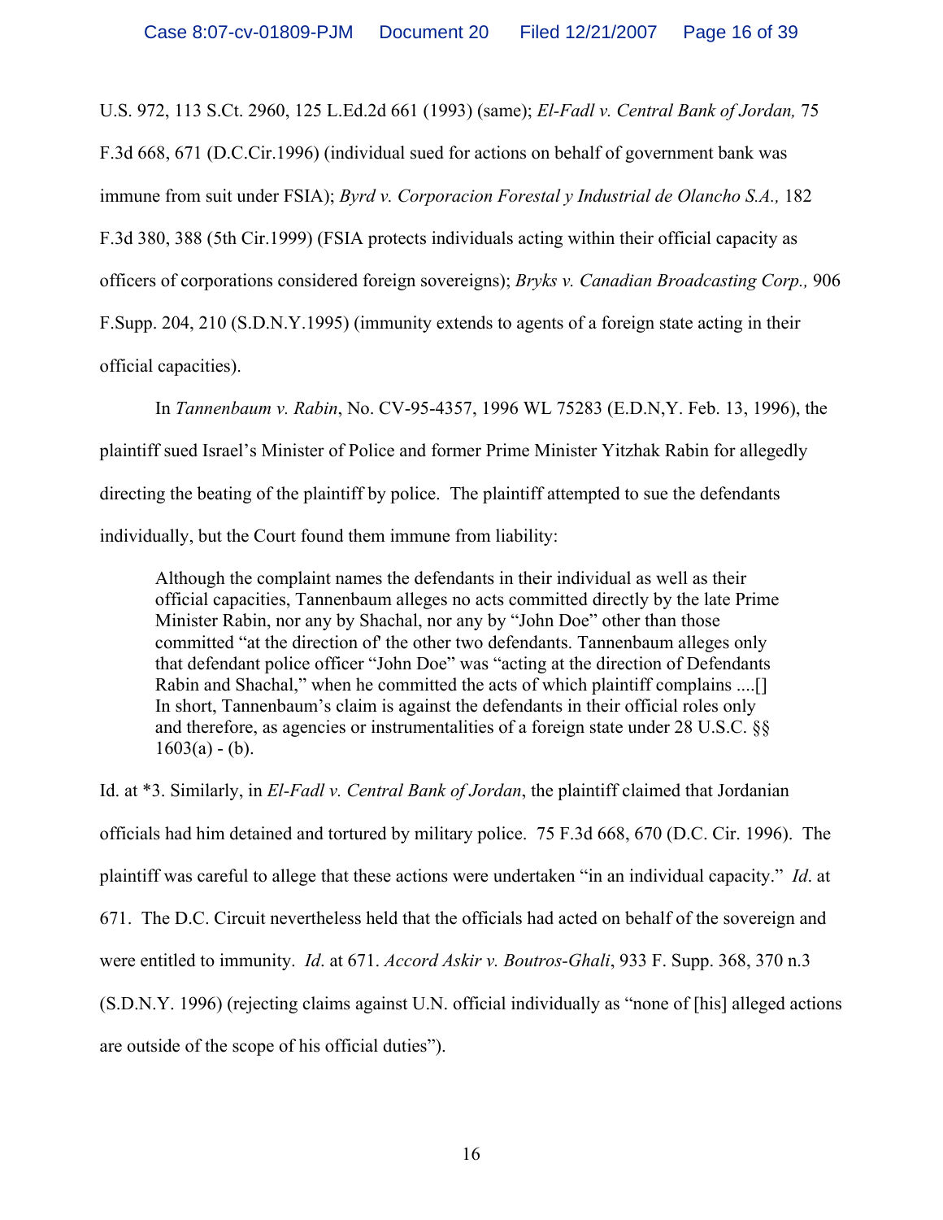U.S. 972, 113 S.Ct. 2960, 125 L.Ed.2d 661 (1993) (same); *El-Fadl v. Central Bank of Jordan,* 75 F.3d 668, 671 (D.C.Cir.1996) (individual sued for actions on behalf of government bank was immune from suit under FSIA); *Byrd v. Corporacion Forestal y Industrial de Olancho S.A.,* 182 F.3d 380, 388 (5th Cir.1999) (FSIA protects individuals acting within their official capacity as officers of corporations considered foreign sovereigns); *Bryks v. Canadian Broadcasting Corp.,* 906 F.Supp. 204, 210 (S.D.N.Y.1995) (immunity extends to agents of a foreign state acting in their official capacities).

In *Tannenbaum v. Rabin*, No. CV-95-4357, 1996 WL 75283 (E.D.N,Y. Feb. 13, 1996), the plaintiff sued Israel's Minister of Police and former Prime Minister Yitzhak Rabin for allegedly directing the beating of the plaintiff by police. The plaintiff attempted to sue the defendants individually, but the Court found them immune from liability:

> Although the complaint names the defendants in their individual as well as their official capacities, Tannenbaum alleges no acts committed directly by the late Prime Minister Rabin, nor any by Shachal, nor any by "John Doe" other than those committed "at the direction of' the other two defendants. Tannenbaum alleges only that defendant police officer "John Doe" was "acting at the direction of Defendants Rabin and Shachal," when he committed the acts of which plaintiff complains ....[] In short, Tannenbaum's claim is against the defendants in their official roles only and therefore, as agencies or instrumentalities of a foreign state under 28 U.S.C. §§ 1603(a) - (b).

Id. at *3. Similarly, in *El-Fadl v. Central Bank of Jordan*, the plaintiff claimed that Jordanian officials had him detained and tortured by military police. 75 F.3d 668, 670 (D.C. Cir. 1996). The plaintiff was careful to allege that these actions were undertaken "in an individual capacity." *Id*. at 671. The D.C. Circuit nevertheless held that the officials had acted on behalf of the sovereign and were entitled to immunity. *Id*. at 671. *Accord Askir v. Boutros-Ghali*, 933 F. Supp. 368, 370 n.3 (S.D.N.Y. 1996) (rejecting claims against U.N. official individually as "none of [his] alleged actions are outside of the scope of his official duties").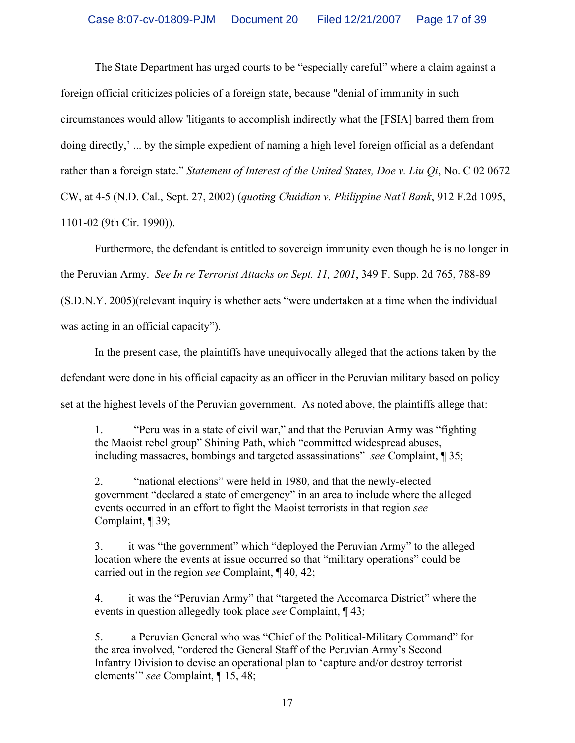The State Department has urged courts to be "especially careful" where a claim against a foreign official criticizes policies of a foreign state, because "denial of immunity in such circumstances would allow 'litigants to accomplish indirectly what the [FSIA] barred them from doing directly,' ... by the simple expedient of naming a high level foreign official as a defendant rather than a foreign state." *Statement of Interest of the United States, Doe v. Liu Qi*, No. C 02 0672 CW, at 4-5 (N.D. Cal., Sept. 27, 2002) (*quoting Chuidian v. Philippine Nat'l Bank*, 912 F.2d 1095, 1101-02 (9th Cir. 1990)).

Furthermore, the defendant is entitled to sovereign immunity even though he is no longer in the Peruvian Army. *See In re Terrorist Attacks on Sept. 11, 2001*, 349 F. Supp. 2d 765, 788-89 (S.D.N.Y. 2005)(relevant inquiry is whether acts "were undertaken at a time when the individual was acting in an official capacity").

In the present case, the plaintiffs have unequivocally alleged that the actions taken by the defendant were done in his official capacity as an officer in the Peruvian military based on policy set at the highest levels of the Peruvian government. As noted above, the plaintiffs allege that:

> 1. "Peru was in a state of civil war," and that the Peruvian Army was "fighting the Maoist rebel group" Shining Path, which "committed widespread abuses, including massacres, bombings and targeted assassinations" *see* Complaint, ¶ 35;
>
> 2. "national elections" were held in 1980, and that the newly-elected government "declared a state of emergency" in an area to include where the alleged events occurred in an effort to fight the Maoist terrorists in that region *see* Complaint, ¶ 39;
>
> 3. it was "the government" which "deployed the Peruvian Army" to the alleged location where the events at issue occurred so that "military operations" could be carried out in the region *see* Complaint, ¶ 40, 42;
>
> 4. it was the "Peruvian Army" that "targeted the Accomarca District" where the events in question allegedly took place *see* Complaint, ¶ 43;
>
> 5. a Peruvian General who was "Chief of the Political-Military Command" for the area involved, "ordered the General Staff of the Peruvian Army's Second Infantry Division to devise an operational plan to 'capture and/or destroy terrorist elements'" *see* Complaint, ¶ 15, 48;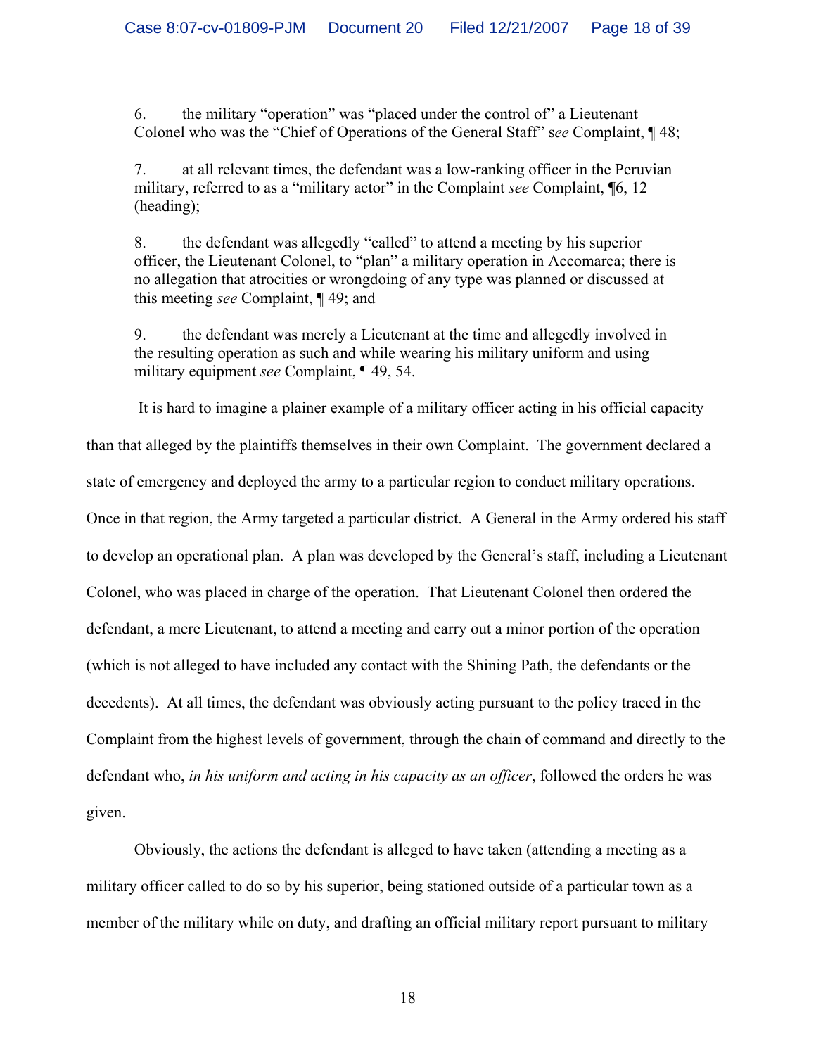6. the military "operation" was "placed under the control of" a Lieutenant Colonel who was the "Chief of Operations of the General Staff" s*ee* Complaint, ¶ 48;

7. at all relevant times, the defendant was a low-ranking officer in the Peruvian military, referred to as a "military actor" in the Complaint *see* Complaint, ¶6, 12 (heading);

8. the defendant was allegedly "called" to attend a meeting by his superior officer, the Lieutenant Colonel, to "plan" a military operation in Accomarca; there is no allegation that atrocities or wrongdoing of any type was planned or discussed at this meeting *see* Complaint, ¶ 49; and

9. the defendant was merely a Lieutenant at the time and allegedly involved in the resulting operation as such and while wearing his military uniform and using military equipment *see* Complaint, ¶ 49, 54.

It is hard to imagine a plainer example of a military officer acting in his official capacity than that alleged by the plaintiffs themselves in their own Complaint. The government declared a state of emergency and deployed the army to a particular region to conduct military operations. Once in that region, the Army targeted a particular district. A General in the Army ordered his staff to develop an operational plan. A plan was developed by the General's staff, including a Lieutenant Colonel, who was placed in charge of the operation. That Lieutenant Colonel then ordered the defendant, a mere Lieutenant, to attend a meeting and carry out a minor portion of the operation (which is not alleged to have included any contact with the Shining Path, the defendants or the decedents). At all times, the defendant was obviously acting pursuant to the policy traced in the Complaint from the highest levels of government, through the chain of command and directly to the defendant who, *in his uniform and acting in his capacity as an officer*, followed the orders he was given.

Obviously, the actions the defendant is alleged to have taken (attending a meeting as a military officer called to do so by his superior, being stationed outside of a particular town as a member of the military while on duty, and drafting an official military report pursuant to military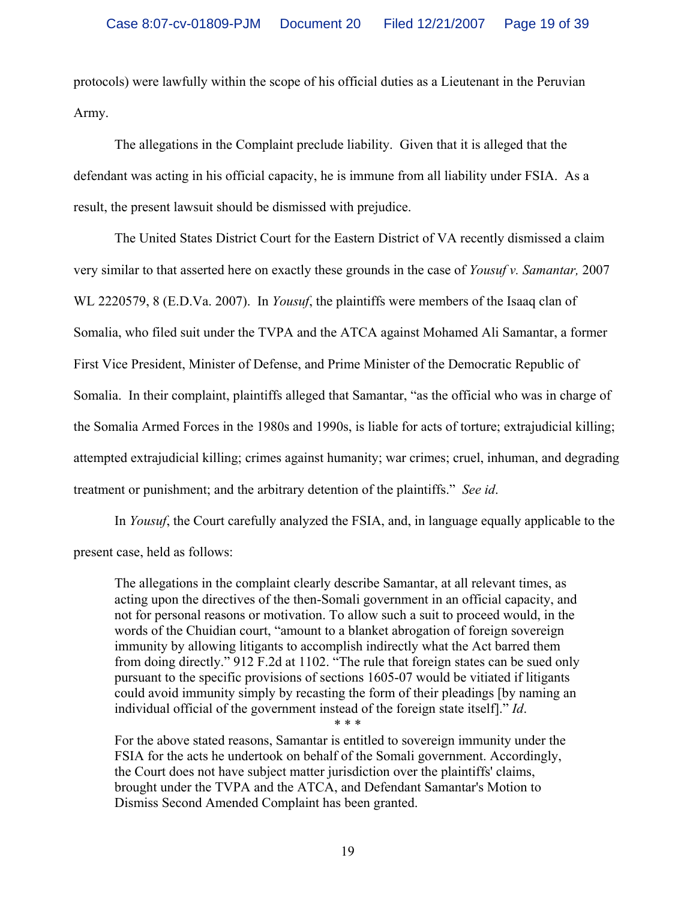protocols) were lawfully within the scope of his official duties as a Lieutenant in the Peruvian Army.

The allegations in the Complaint preclude liability. Given that it is alleged that the defendant was acting in his official capacity, he is immune from all liability under FSIA. As a result, the present lawsuit should be dismissed with prejudice.

The United States District Court for the Eastern District of VA recently dismissed a claim very similar to that asserted here on exactly these grounds in the case of *Yousuf v. Samantar,* 2007 WL 2220579, 8 (E.D.Va. 2007). In *Yousuf*, the plaintiffs were members of the Isaaq clan of Somalia, who filed suit under the TVPA and the ATCA against Mohamed Ali Samantar, a former First Vice President, Minister of Defense, and Prime Minister of the Democratic Republic of Somalia. In their complaint, plaintiffs alleged that Samantar, "as the official who was in charge of the Somalia Armed Forces in the 1980s and 1990s, is liable for acts of torture; extrajudicial killing; attempted extrajudicial killing; crimes against humanity; war crimes; cruel, inhuman, and degrading treatment or punishment; and the arbitrary detention of the plaintiffs." *See id*.

In *Yousuf*, the Court carefully analyzed the FSIA, and, in language equally applicable to the present case, held as follows:

> The allegations in the complaint clearly describe Samantar, at all relevant times, as acting upon the directives of the then-Somali government in an official capacity, and not for personal reasons or motivation. To allow such a suit to proceed would, in the words of the Chuidian court, "amount to a blanket abrogation of foreign sovereign immunity by allowing litigants to accomplish indirectly what the Act barred them from doing directly." 912 F.2d at 1102. "The rule that foreign states can be sued only pursuant to the specific provisions of sections 1605-07 would be vitiated if litigants could avoid immunity simply by recasting the form of their pleadings [by naming an individual official of the government instead of the foreign state itself]." *Id*.
>
> \* \* \*
>
> For the above stated reasons, Samantar is entitled to sovereign immunity under the FSIA for the acts he undertook on behalf of the Somali government. Accordingly, the Court does not have subject matter jurisdiction over the plaintiffs' claims, brought under the TVPA and the ATCA, and Defendant Samantar's Motion to Dismiss Second Amended Complaint has been granted.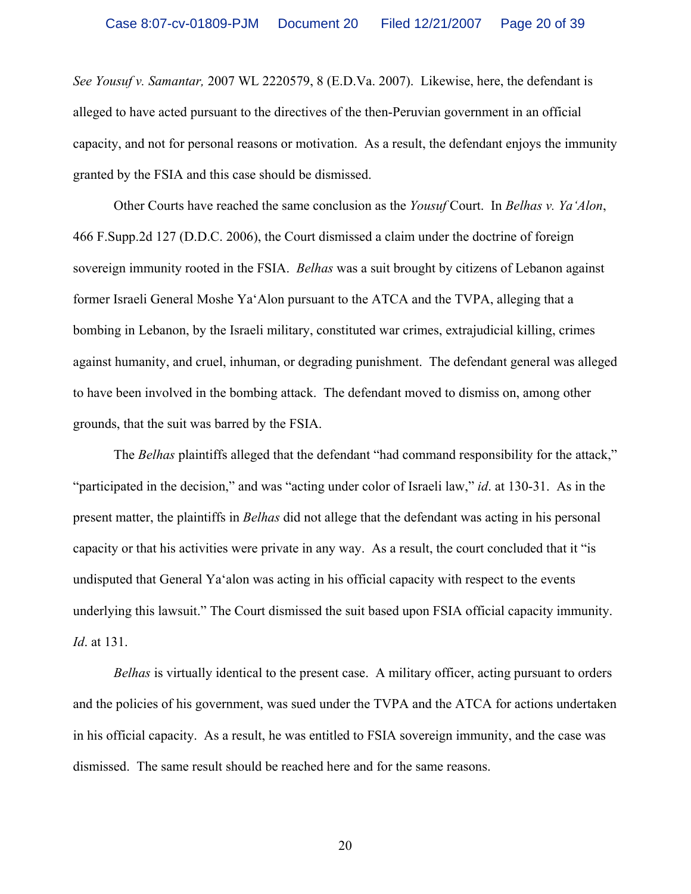*See Yousuf v. Samantar,* 2007 WL 2220579, 8 (E.D.Va. 2007). Likewise, here, the defendant is alleged to have acted pursuant to the directives of the then-Peruvian government in an official capacity, and not for personal reasons or motivation. As a result, the defendant enjoys the immunity granted by the FSIA and this case should be dismissed.

Other Courts have reached the same conclusion as the *Yousuf* Court. In *Belhas v. Ya'Alon*, 466 F.Supp.2d 127 (D.D.C. 2006), the Court dismissed a claim under the doctrine of foreign sovereign immunity rooted in the FSIA. *Belhas* was a suit brought by citizens of Lebanon against former Israeli General Moshe Ya'Alon pursuant to the ATCA and the TVPA, alleging that a bombing in Lebanon, by the Israeli military, constituted war crimes, extrajudicial killing, crimes against humanity, and cruel, inhuman, or degrading punishment. The defendant general was alleged to have been involved in the bombing attack. The defendant moved to dismiss on, among other grounds, that the suit was barred by the FSIA.

The *Belhas* plaintiffs alleged that the defendant "had command responsibility for the attack," "participated in the decision," and was "acting under color of Israeli law," *id*. at 130-31. As in the present matter, the plaintiffs in *Belhas* did not allege that the defendant was acting in his personal capacity or that his activities were private in any way. As a result, the court concluded that it "is undisputed that General Ya'alon was acting in his official capacity with respect to the events underlying this lawsuit." The Court dismissed the suit based upon FSIA official capacity immunity. *Id*. at 131.

*Belhas* is virtually identical to the present case. A military officer, acting pursuant to orders and the policies of his government, was sued under the TVPA and the ATCA for actions undertaken in his official capacity. As a result, he was entitled to FSIA sovereign immunity, and the case was dismissed. The same result should be reached here and for the same reasons.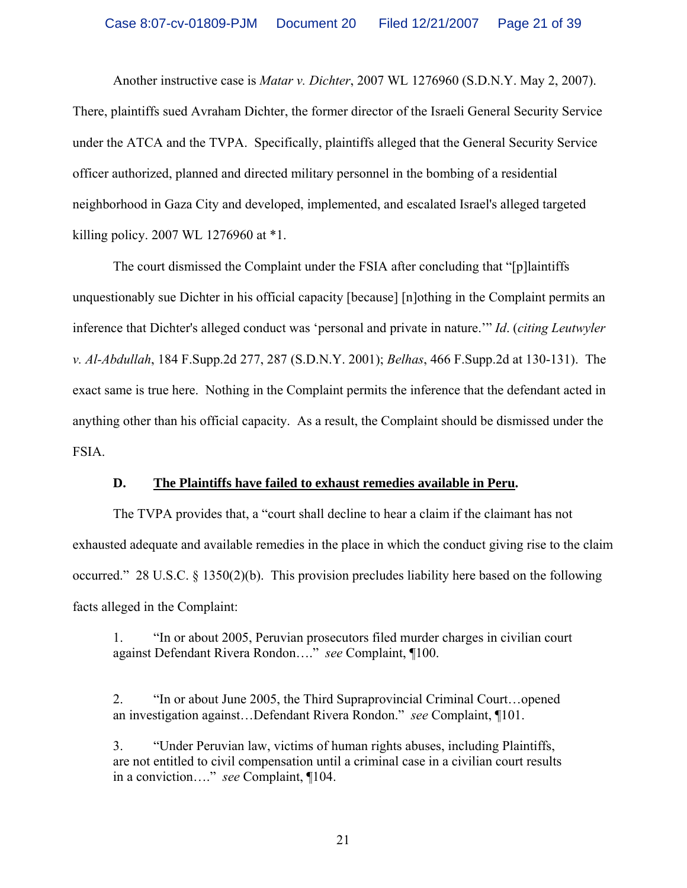Another instructive case is *Matar v. Dichter*, 2007 WL 1276960 (S.D.N.Y. May 2, 2007). There, plaintiffs sued Avraham Dichter, the former director of the Israeli General Security Service under the ATCA and the TVPA. Specifically, plaintiffs alleged that the General Security Service officer authorized, planned and directed military personnel in the bombing of a residential neighborhood in Gaza City and developed, implemented, and escalated Israel's alleged targeted killing policy. 2007 WL 1276960 at *1.

The court dismissed the Complaint under the FSIA after concluding that "[p]laintiffs unquestionably sue Dichter in his official capacity [because] [n]othing in the Complaint permits an inference that Dichter's alleged conduct was 'personal and private in nature.'" *Id*. (*citing Leutwyler v. Al-Abdullah*, 184 F.Supp.2d 277, 287 (S.D.N.Y. 2001); *Belhas*, 466 F.Supp.2d at 130-131). The exact same is true here. Nothing in the Complaint permits the inference that the defendant acted in anything other than his official capacity. As a result, the Complaint should be dismissed under the FSIA.

### D. <u>The Plaintiffs have failed to exhaust remedies available in Peru</u>.

The TVPA provides that, a "court shall decline to hear a claim if the claimant has not exhausted adequate and available remedies in the place in which the conduct giving rise to the claim occurred." 28 U.S.C. § 1350(2)(b). This provision precludes liability here based on the following facts alleged in the Complaint:

> 1. "In or about 2005, Peruvian prosecutors filed murder charges in civilian court against Defendant Rivera Rondon…." *see* Complaint, ¶100.
>
> 2. "In or about June 2005, the Third Supraprovincial Criminal Court…opened an investigation against…Defendant Rivera Rondon." *see* Complaint, ¶101.
>
> 3. "Under Peruvian law, victims of human rights abuses, including Plaintiffs, are not entitled to civil compensation until a criminal case in a civilian court results in a conviction…." *see* Complaint, ¶104.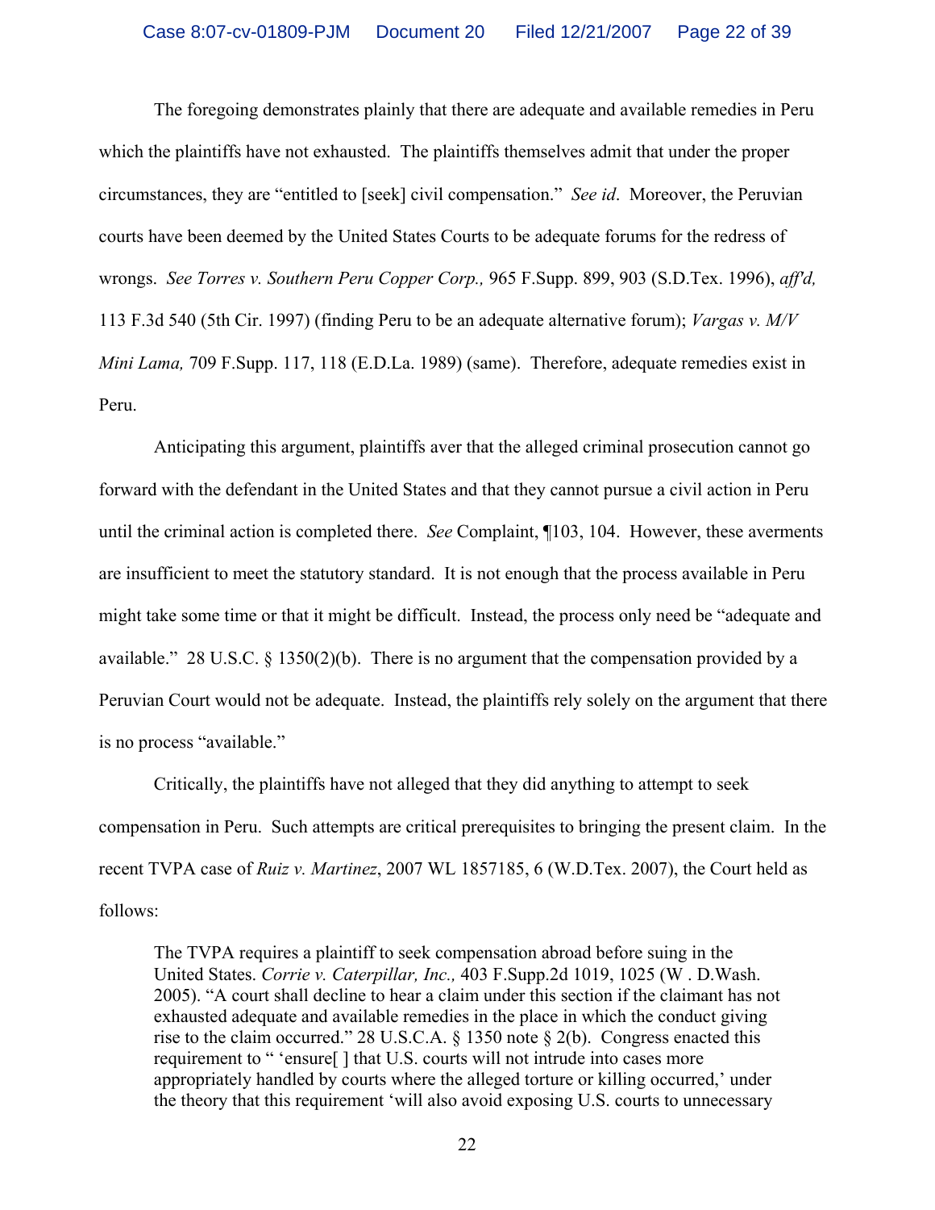The foregoing demonstrates plainly that there are adequate and available remedies in Peru which the plaintiffs have not exhausted. The plaintiffs themselves admit that under the proper circumstances, they are "entitled to [seek] civil compensation." *See id*. Moreover, the Peruvian courts have been deemed by the United States Courts to be adequate forums for the redress of wrongs. *See Torres v. Southern Peru Copper Corp.,* 965 F.Supp. 899, 903 (S.D.Tex. 1996), *aff'd,* 113 F.3d 540 (5th Cir. 1997) (finding Peru to be an adequate alternative forum); *Vargas v. M/V Mini Lama,* 709 F.Supp. 117, 118 (E.D.La. 1989) (same). Therefore, adequate remedies exist in Peru.

Anticipating this argument, plaintiffs aver that the alleged criminal prosecution cannot go forward with the defendant in the United States and that they cannot pursue a civil action in Peru until the criminal action is completed there. *See* Complaint, ¶103, 104. However, these averments are insufficient to meet the statutory standard. It is not enough that the process available in Peru might take some time or that it might be difficult. Instead, the process only need be "adequate and available." 28 U.S.C. § 1350(2)(b). There is no argument that the compensation provided by a Peruvian Court would not be adequate. Instead, the plaintiffs rely solely on the argument that there is no process "available."

Critically, the plaintiffs have not alleged that they did anything to attempt to seek compensation in Peru. Such attempts are critical prerequisites to bringing the present claim. In the recent TVPA case of *Ruiz v. Martinez*, 2007 WL 1857185, 6 (W.D.Tex. 2007), the Court held as follows:

> The TVPA requires a plaintiff to seek compensation abroad before suing in the United States. *Corrie v. Caterpillar, Inc.,* 403 F.Supp.2d 1019, 1025 (W . D.Wash. 2005). "A court shall decline to hear a claim under this section if the claimant has not exhausted adequate and available remedies in the place in which the conduct giving rise to the claim occurred." 28 U.S.C.A. § 1350 note § 2(b). Congress enacted this requirement to " 'ensure[ ] that U.S. courts will not intrude into cases more appropriately handled by courts where the alleged torture or killing occurred,' under the theory that this requirement 'will also avoid exposing U.S. courts to unnecessary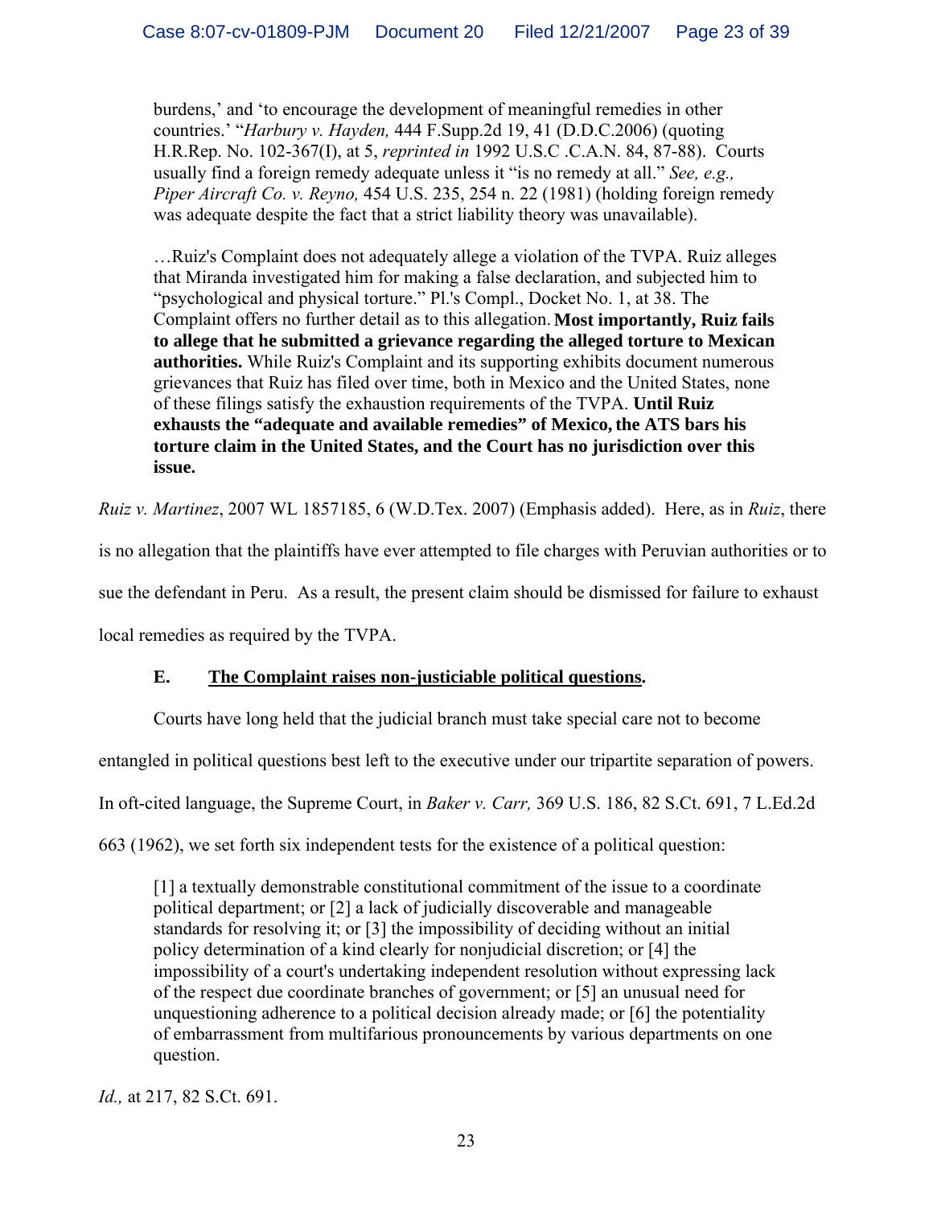> burdens,' and 'to encourage the development of meaningful remedies in other countries.' "*Harbury v. Hayden,* 444 F.Supp.2d 19, 41 (D.D.C.2006) (quoting H.R.Rep. No. 102-367(I), at 5, *reprinted in* 1992 U.S.C .C.A.N. 84, 87-88). Courts usually find a foreign remedy adequate unless it "is no remedy at all." *See, e.g., Piper Aircraft Co. v. Reyno,* 454 U.S. 235, 254 n. 22 (1981) (holding foreign remedy was adequate despite the fact that a strict liability theory was unavailable).
>
> …Ruiz's Complaint does not adequately allege a violation of the TVPA. Ruiz alleges that Miranda investigated him for making a false declaration, and subjected him to "psychological and physical torture." Pl.'s Compl., Docket No. 1, at 38. The Complaint offers no further detail as to this allegation. **Most importantly, Ruiz fails to allege that he submitted a grievance regarding the alleged torture to Mexican authorities.** While Ruiz's Complaint and its supporting exhibits document numerous grievances that Ruiz has filed over time, both in Mexico and the United States, none of these filings satisfy the exhaustion requirements of the TVPA. **Until Ruiz exhausts the "adequate and available remedies" of Mexico, the ATS bars his torture claim in the United States, and the Court has no jurisdiction over this issue.**

*Ruiz v. Martinez*, 2007 WL 1857185, 6 (W.D.Tex. 2007) (Emphasis added). Here, as in *Ruiz*, there is no allegation that the plaintiffs have ever attempted to file charges with Peruvian authorities or to sue the defendant in Peru. As a result, the present claim should be dismissed for failure to exhaust local remedies as required by the TVPA.

### E. <u>The Complaint raises non-justiciable political questions</u>.

Courts have long held that the judicial branch must take special care not to become entangled in political questions best left to the executive under our tripartite separation of powers. In oft-cited language, the Supreme Court, in *Baker v. Carr,* 369 U.S. 186, 82 S.Ct. 691, 7 L.Ed.2d 663 (1962), we set forth six independent tests for the existence of a political question:

> [1] a textually demonstrable constitutional commitment of the issue to a coordinate political department; or [2] a lack of judicially discoverable and manageable standards for resolving it; or [3] the impossibility of deciding without an initial policy determination of a kind clearly for nonjudicial discretion; or [4] the impossibility of a court's undertaking independent resolution without expressing lack of the respect due coordinate branches of government; or [5] an unusual need for unquestioning adherence to a political decision already made; or [6] the potentiality of embarrassment from multifarious pronouncements by various departments on one question.

*Id.,* at 217, 82 S.Ct. 691.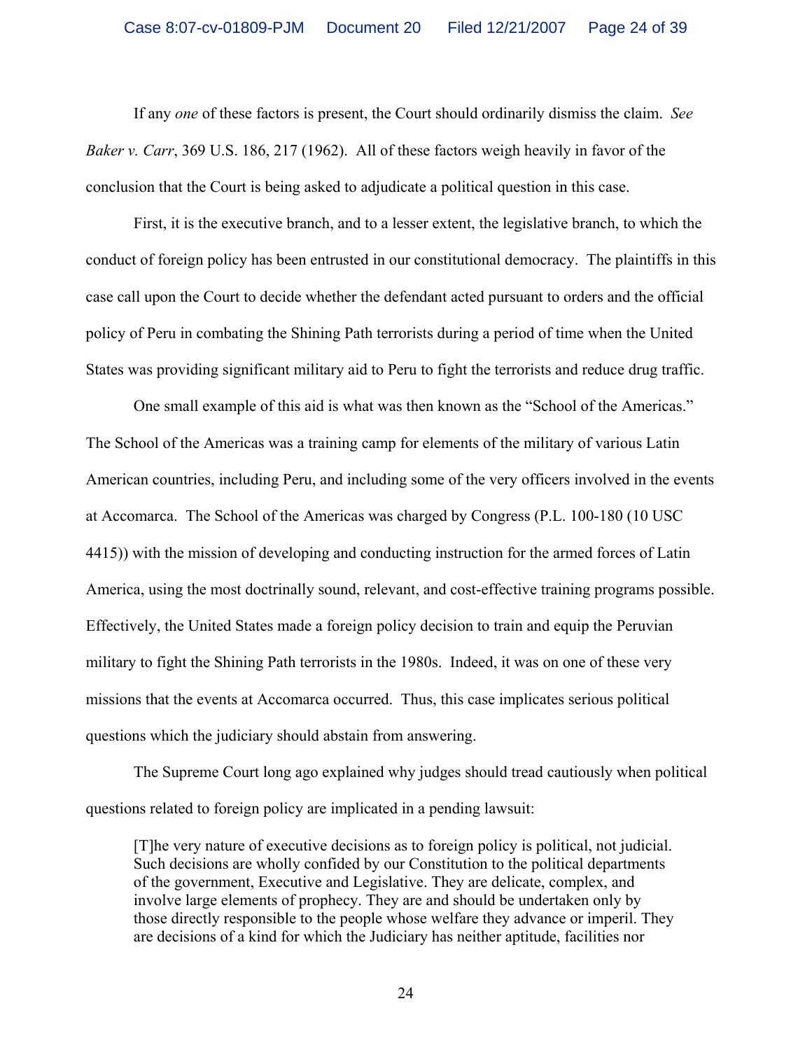If any *one* of these factors is present, the Court should ordinarily dismiss the claim. *See Baker v. Carr*, 369 U.S. 186, 217 (1962). All of these factors weigh heavily in favor of the conclusion that the Court is being asked to adjudicate a political question in this case.

First, it is the executive branch, and to a lesser extent, the legislative branch, to which the conduct of foreign policy has been entrusted in our constitutional democracy. The plaintiffs in this case call upon the Court to decide whether the defendant acted pursuant to orders and the official policy of Peru in combating the Shining Path terrorists during a period of time when the United States was providing significant military aid to Peru to fight the terrorists and reduce drug traffic.

One small example of this aid is what was then known as the "School of the Americas." The School of the Americas was a training camp for elements of the military of various Latin American countries, including Peru, and including some of the very officers involved in the events at Accomarca. The School of the Americas was charged by Congress (P.L. 100-180 (10 USC 4415)) with the mission of developing and conducting instruction for the armed forces of Latin America, using the most doctrinally sound, relevant, and cost-effective training programs possible. Effectively, the United States made a foreign policy decision to train and equip the Peruvian military to fight the Shining Path terrorists in the 1980s. Indeed, it was on one of these very missions that the events at Accomarca occurred. Thus, this case implicates serious political questions which the judiciary should abstain from answering.

The Supreme Court long ago explained why judges should tread cautiously when political questions related to foreign policy are implicated in a pending lawsuit:

> [T]he very nature of executive decisions as to foreign policy is political, not judicial. Such decisions are wholly confided by our Constitution to the political departments of the government, Executive and Legislative. They are delicate, complex, and involve large elements of prophecy. They are and should be undertaken only by those directly responsible to the people whose welfare they advance or imperil. They are decisions of a kind for which the Judiciary has neither aptitude, facilities nor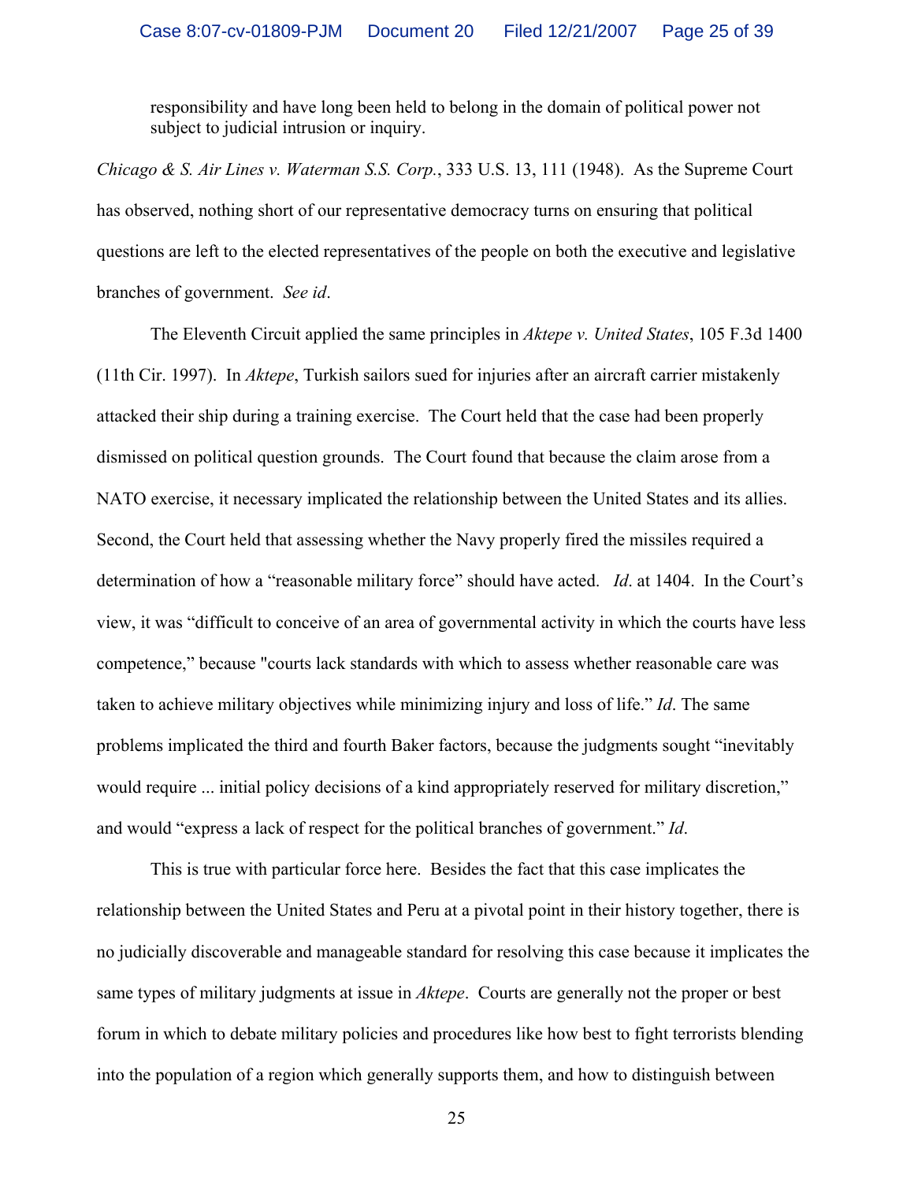> responsibility and have long been held to belong in the domain of political power not subject to judicial intrusion or inquiry.

*Chicago & S. Air Lines v. Waterman S.S. Corp.*, 333 U.S. 13, 111 (1948). As the Supreme Court has observed, nothing short of our representative democracy turns on ensuring that political questions are left to the elected representatives of the people on both the executive and legislative branches of government. *See id*.

The Eleventh Circuit applied the same principles in *Aktepe v. United States*, 105 F.3d 1400 (11th Cir. 1997). In *Aktepe*, Turkish sailors sued for injuries after an aircraft carrier mistakenly attacked their ship during a training exercise. The Court held that the case had been properly dismissed on political question grounds. The Court found that because the claim arose from a NATO exercise, it necessary implicated the relationship between the United States and its allies. Second, the Court held that assessing whether the Navy properly fired the missiles required a determination of how a "reasonable military force" should have acted. *Id*. at 1404. In the Court's view, it was "difficult to conceive of an area of governmental activity in which the courts have less competence," because "courts lack standards with which to assess whether reasonable care was taken to achieve military objectives while minimizing injury and loss of life." *Id*. The same problems implicated the third and fourth Baker factors, because the judgments sought "inevitably would require ... initial policy decisions of a kind appropriately reserved for military discretion," and would "express a lack of respect for the political branches of government." *Id*.

This is true with particular force here. Besides the fact that this case implicates the relationship between the United States and Peru at a pivotal point in their history together, there is no judicially discoverable and manageable standard for resolving this case because it implicates the same types of military judgments at issue in *Aktepe*. Courts are generally not the proper or best forum in which to debate military policies and procedures like how best to fight terrorists blending into the population of a region which generally supports them, and how to distinguish between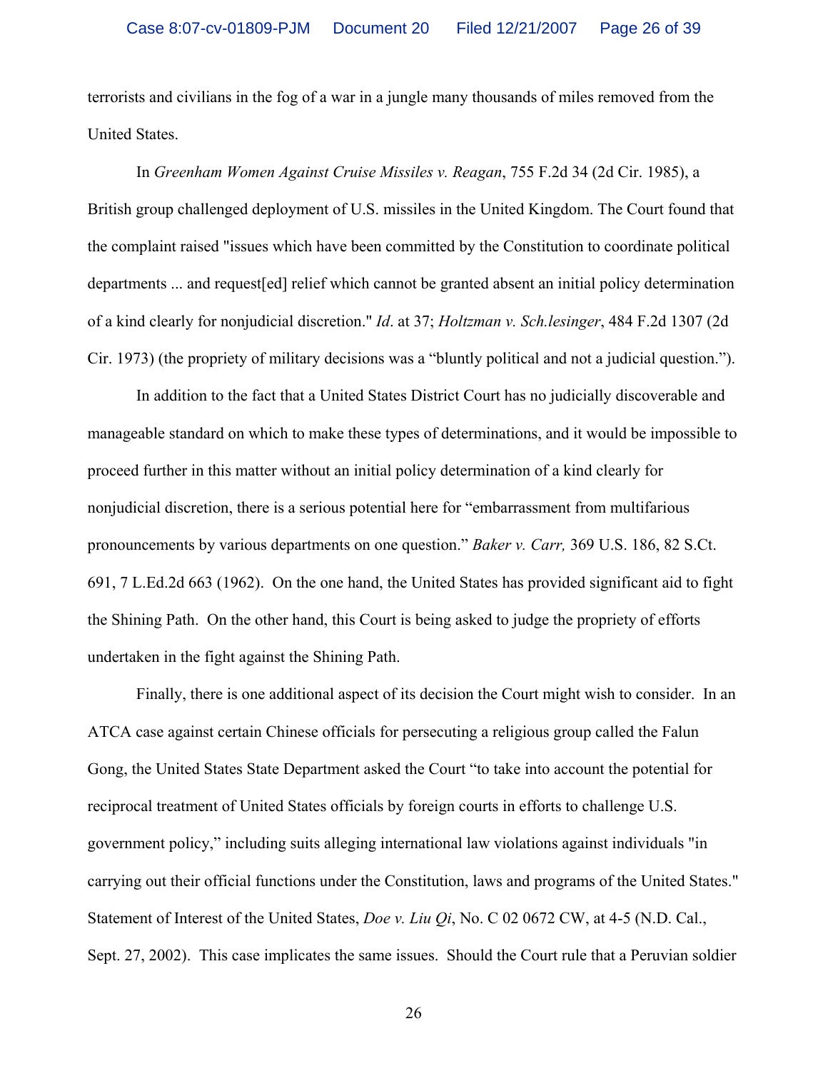terrorists and civilians in the fog of a war in a jungle many thousands of miles removed from the United States.

In *Greenham Women Against Cruise Missiles v. Reagan*, 755 F.2d 34 (2d Cir. 1985), a British group challenged deployment of U.S. missiles in the United Kingdom. The Court found that the complaint raised "issues which have been committed by the Constitution to coordinate political departments ... and request[ed] relief which cannot be granted absent an initial policy determination of a kind clearly for nonjudicial discretion." *Id*. at 37; *Holtzman v. Sch.lesinger*, 484 F.2d 1307 (2d Cir. 1973) (the propriety of military decisions was a "bluntly political and not a judicial question.").

In addition to the fact that a United States District Court has no judicially discoverable and manageable standard on which to make these types of determinations, and it would be impossible to proceed further in this matter without an initial policy determination of a kind clearly for nonjudicial discretion, there is a serious potential here for "embarrassment from multifarious pronouncements by various departments on one question." *Baker v. Carr,* 369 U.S. 186, 82 S.Ct. 691, 7 L.Ed.2d 663 (1962). On the one hand, the United States has provided significant aid to fight the Shining Path. On the other hand, this Court is being asked to judge the propriety of efforts undertaken in the fight against the Shining Path.

Finally, there is one additional aspect of its decision the Court might wish to consider. In an ATCA case against certain Chinese officials for persecuting a religious group called the Falun Gong, the United States State Department asked the Court "to take into account the potential for reciprocal treatment of United States officials by foreign courts in efforts to challenge U.S. government policy," including suits alleging international law violations against individuals "in carrying out their official functions under the Constitution, laws and programs of the United States." Statement of Interest of the United States, *Doe v. Liu Qi*, No. C 02 0672 CW, at 4-5 (N.D. Cal., Sept. 27, 2002). This case implicates the same issues. Should the Court rule that a Peruvian soldier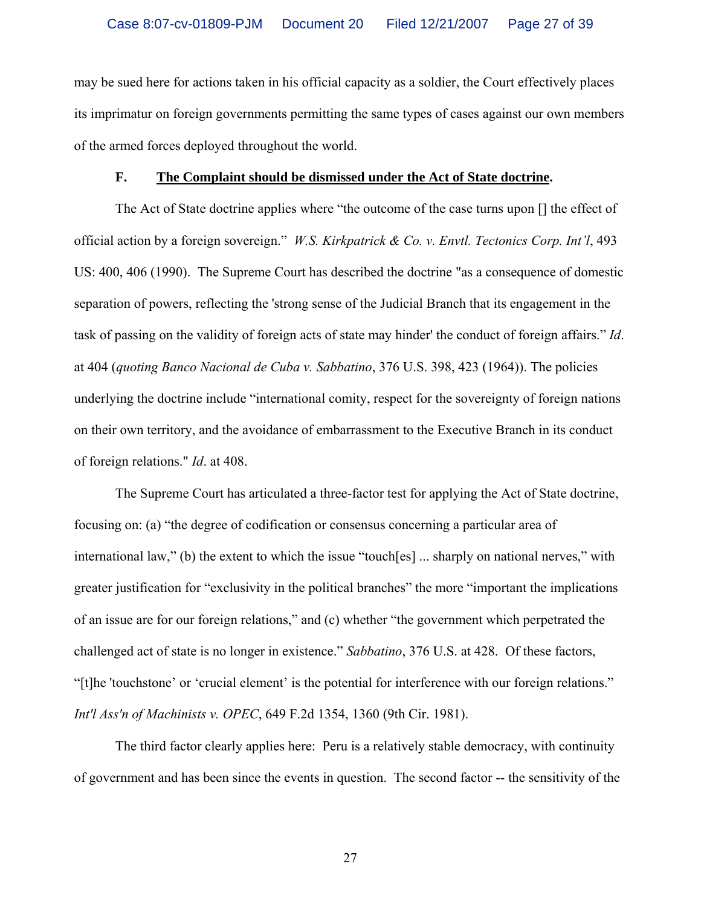may be sued here for actions taken in his official capacity as a soldier, the Court effectively places its imprimatur on foreign governments permitting the same types of cases against our own members of the armed forces deployed throughout the world.

**F. <u>The Complaint should be dismissed under the Act of State doctrine</u>.**

The Act of State doctrine applies where "the outcome of the case turns upon [] the effect of official action by a foreign sovereign." *W.S. Kirkpatrick & Co. v. Envtl. Tectonics Corp. Int'l*, 493 US: 400, 406 (1990). The Supreme Court has described the doctrine "as a consequence of domestic separation of powers, reflecting the 'strong sense of the Judicial Branch that its engagement in the task of passing on the validity of foreign acts of state may hinder' the conduct of foreign affairs." *Id*. at 404 (*quoting Banco Nacional de Cuba v. Sabbatino*, 376 U.S. 398, 423 (1964)). The policies underlying the doctrine include "international comity, respect for the sovereignty of foreign nations on their own territory, and the avoidance of embarrassment to the Executive Branch in its conduct of foreign relations." *Id*. at 408.

The Supreme Court has articulated a three-factor test for applying the Act of State doctrine, focusing on: (a) "the degree of codification or consensus concerning a particular area of international law," (b) the extent to which the issue "touch[es] ... sharply on national nerves," with greater justification for "exclusivity in the political branches" the more "important the implications of an issue are for our foreign relations," and (c) whether "the government which perpetrated the challenged act of state is no longer in existence." *Sabbatino*, 376 U.S. at 428. Of these factors, "[t]he 'touchstone' or 'crucial element' is the potential for interference with our foreign relations." *Int'l Ass'n of Machinists v. OPEC*, 649 F.2d 1354, 1360 (9th Cir. 1981).

The third factor clearly applies here: Peru is a relatively stable democracy, with continuity of government and has been since the events in question. The second factor -- the sensitivity of the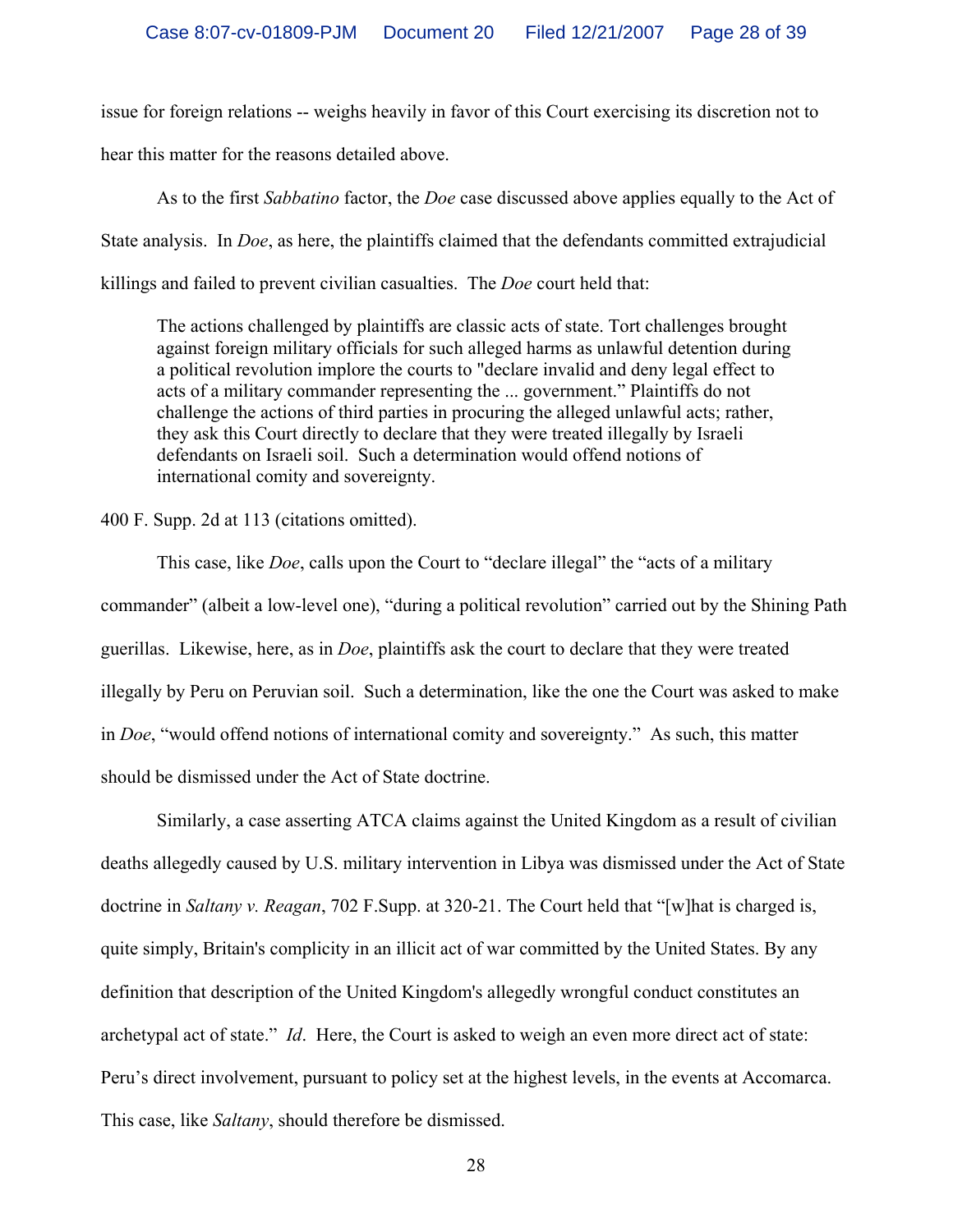issue for foreign relations -- weighs heavily in favor of this Court exercising its discretion not to hear this matter for the reasons detailed above.

As to the first *Sabbatino* factor, the *Doe* case discussed above applies equally to the Act of State analysis. In *Doe*, as here, the plaintiffs claimed that the defendants committed extrajudicial killings and failed to prevent civilian casualties. The *Doe* court held that:

> The actions challenged by plaintiffs are classic acts of state. Tort challenges brought against foreign military officials for such alleged harms as unlawful detention during a political revolution implore the courts to "declare invalid and deny legal effect to acts of a military commander representing the ... government." Plaintiffs do not challenge the actions of third parties in procuring the alleged unlawful acts; rather, they ask this Court directly to declare that they were treated illegally by Israeli defendants on Israeli soil. Such a determination would offend notions of international comity and sovereignty.

400 F. Supp. 2d at 113 (citations omitted).

This case, like *Doe*, calls upon the Court to "declare illegal" the "acts of a military commander" (albeit a low-level one), "during a political revolution" carried out by the Shining Path guerillas. Likewise, here, as in *Doe*, plaintiffs ask the court to declare that they were treated illegally by Peru on Peruvian soil. Such a determination, like the one the Court was asked to make in *Doe*, "would offend notions of international comity and sovereignty." As such, this matter should be dismissed under the Act of State doctrine.

Similarly, a case asserting ATCA claims against the United Kingdom as a result of civilian deaths allegedly caused by U.S. military intervention in Libya was dismissed under the Act of State doctrine in *Saltany v. Reagan*, 702 F.Supp. at 320-21. The Court held that "[w]hat is charged is, quite simply, Britain's complicity in an illicit act of war committed by the United States. By any definition that description of the United Kingdom's allegedly wrongful conduct constitutes an archetypal act of state." *Id*. Here, the Court is asked to weigh an even more direct act of state: Peru's direct involvement, pursuant to policy set at the highest levels, in the events at Accomarca. This case, like *Saltany*, should therefore be dismissed.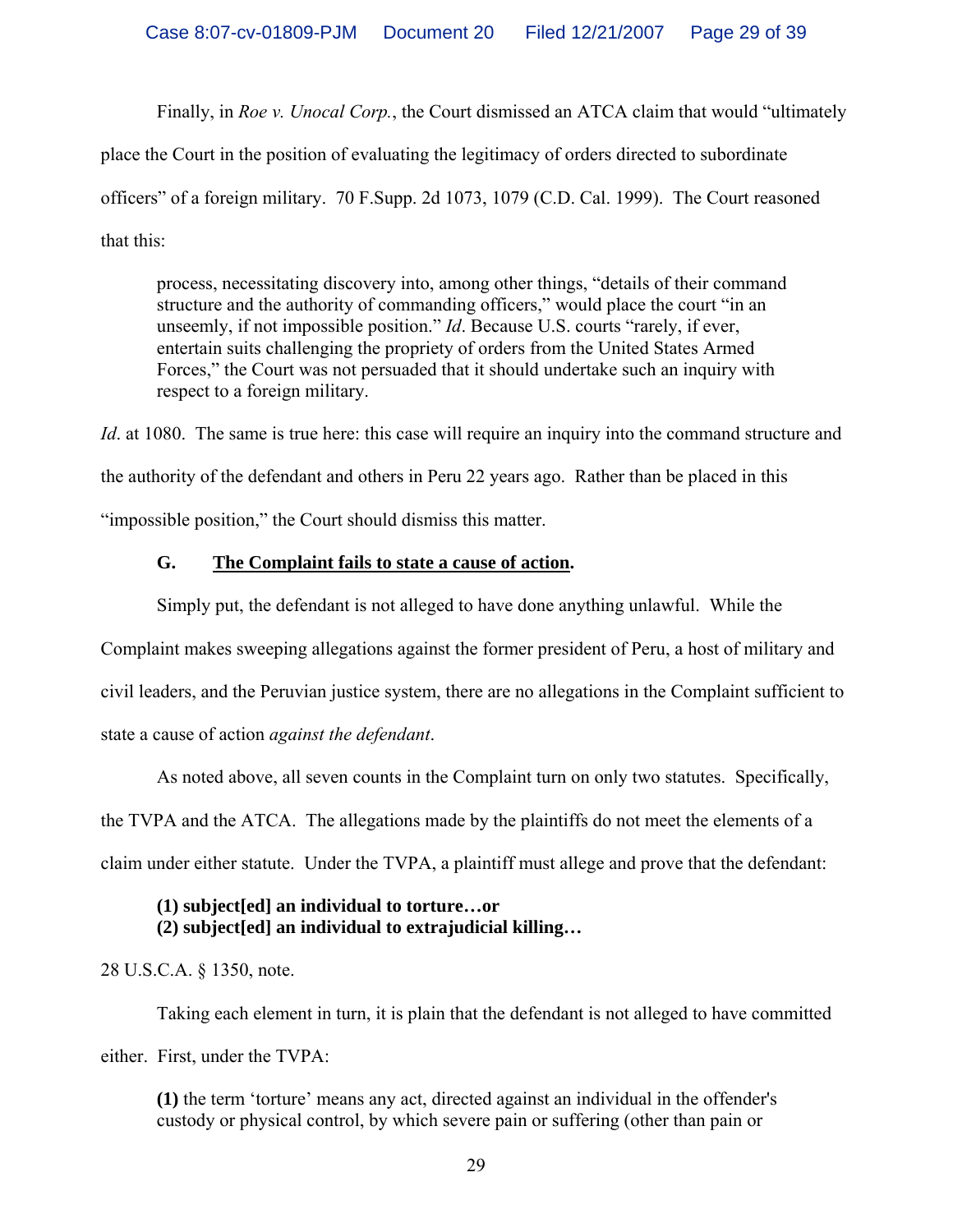Finally, in *Roe v. Unocal Corp.*, the Court dismissed an ATCA claim that would "ultimately place the Court in the position of evaluating the legitimacy of orders directed to subordinate officers" of a foreign military. 70 F.Supp. 2d 1073, 1079 (C.D. Cal. 1999). The Court reasoned that this:

> process, necessitating discovery into, among other things, "details of their command structure and the authority of commanding officers," would place the court "in an unseemly, if not impossible position." *Id*. Because U.S. courts "rarely, if ever, entertain suits challenging the propriety of orders from the United States Armed Forces," the Court was not persuaded that it should undertake such an inquiry with respect to a foreign military.

*Id*. at 1080. The same is true here: this case will require an inquiry into the command structure and the authority of the defendant and others in Peru 22 years ago. Rather than be placed in this "impossible position," the Court should dismiss this matter.

### G. <u>The Complaint fails to state a cause of action</u>.

Simply put, the defendant is not alleged to have done anything unlawful. While the Complaint makes sweeping allegations against the former president of Peru, a host of military and civil leaders, and the Peruvian justice system, there are no allegations in the Complaint sufficient to state a cause of action *against the defendant*.

As noted above, all seven counts in the Complaint turn on only two statutes. Specifically, the TVPA and the ATCA. The allegations made by the plaintiffs do not meet the elements of a claim under either statute. Under the TVPA, a plaintiff must allege and prove that the defendant:

> **(1) subject[ed] an individual to torture…or**
> **(2) subject[ed] an individual to extrajudicial killing…**

28 U.S.C.A. § 1350, note.

Taking each element in turn, it is plain that the defendant is not alleged to have committed either. First, under the TVPA:

> **(1)** the term 'torture' means any act, directed against an individual in the offender's custody or physical control, by which severe pain or suffering (other than pain or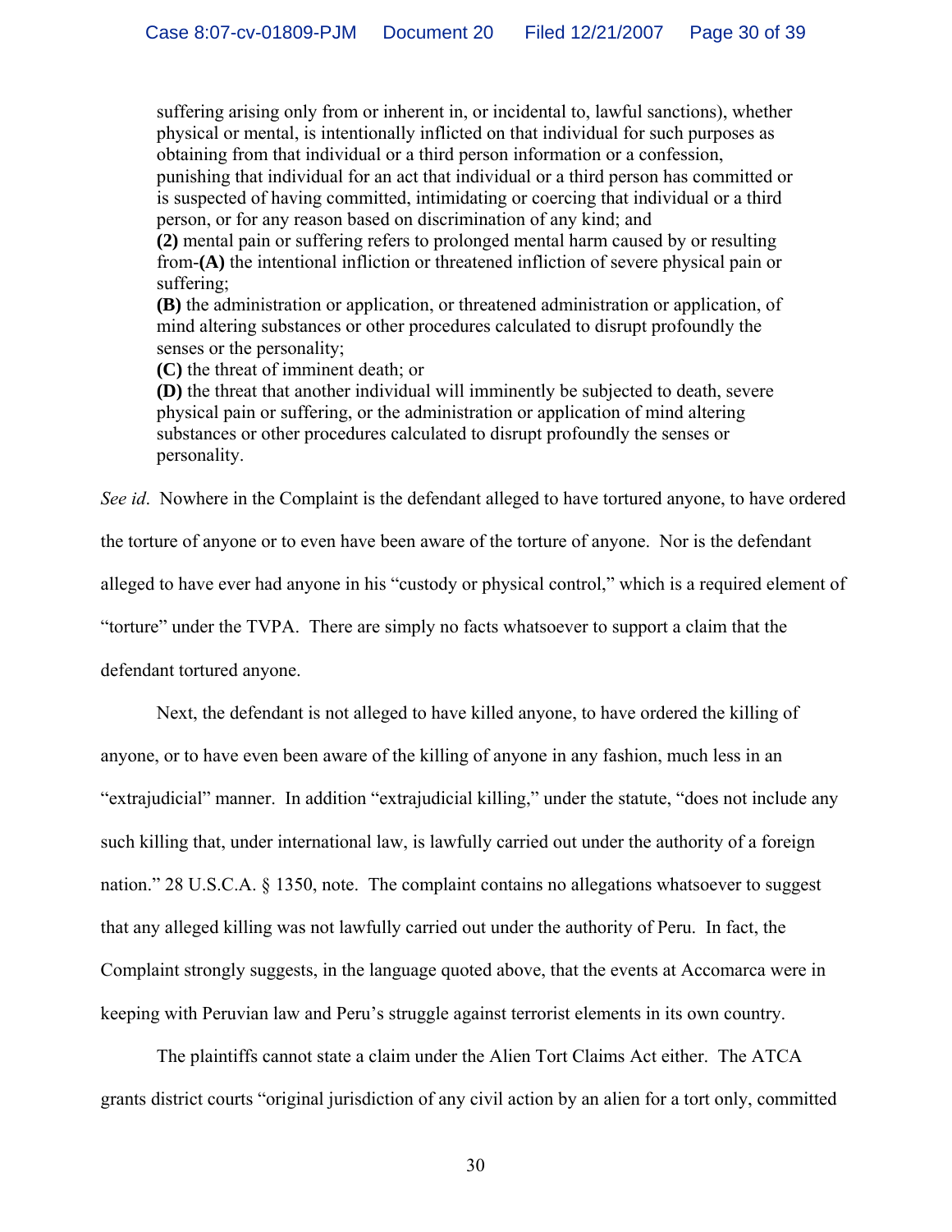> suffering arising only from or inherent in, or incidental to, lawful sanctions), whether physical or mental, is intentionally inflicted on that individual for such purposes as obtaining from that individual or a third person information or a confession, punishing that individual for an act that individual or a third person has committed or is suspected of having committed, intimidating or coercing that individual or a third person, or for any reason based on discrimination of any kind; and
> **(2)** mental pain or suffering refers to prolonged mental harm caused by or resulting from-**(A)** the intentional infliction or threatened infliction of severe physical pain or suffering;
> **(B)** the administration or application, or threatened administration or application, of mind altering substances or other procedures calculated to disrupt profoundly the senses or the personality;
> **(C)** the threat of imminent death; or
> **(D)** the threat that another individual will imminently be subjected to death, severe physical pain or suffering, or the administration or application of mind altering substances or other procedures calculated to disrupt profoundly the senses or personality.

*See id*. Nowhere in the Complaint is the defendant alleged to have tortured anyone, to have ordered the torture of anyone or to even have been aware of the torture of anyone. Nor is the defendant alleged to have ever had anyone in his "custody or physical control," which is a required element of "torture" under the TVPA. There are simply no facts whatsoever to support a claim that the defendant tortured anyone.

Next, the defendant is not alleged to have killed anyone, to have ordered the killing of anyone, or to have even been aware of the killing of anyone in any fashion, much less in an "extrajudicial" manner. In addition "extrajudicial killing," under the statute, "does not include any such killing that, under international law, is lawfully carried out under the authority of a foreign nation." 28 U.S.C.A. § 1350, note. The complaint contains no allegations whatsoever to suggest that any alleged killing was not lawfully carried out under the authority of Peru. In fact, the Complaint strongly suggests, in the language quoted above, that the events at Accomarca were in keeping with Peruvian law and Peru's struggle against terrorist elements in its own country.

The plaintiffs cannot state a claim under the Alien Tort Claims Act either. The ATCA grants district courts "original jurisdiction of any civil action by an alien for a tort only, committed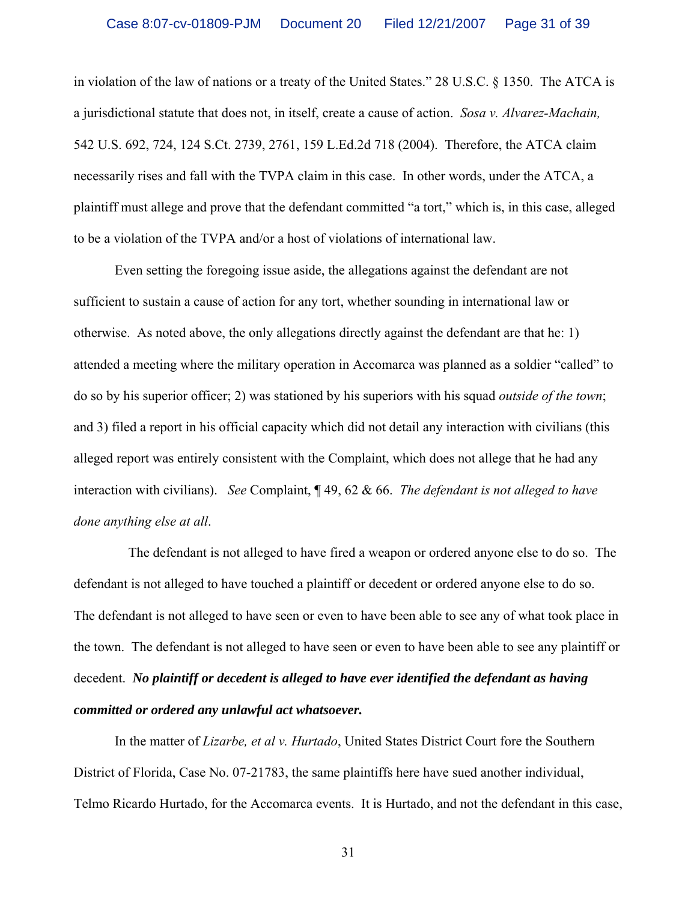in violation of the law of nations or a treaty of the United States." 28 U.S.C. § 1350. The ATCA is a jurisdictional statute that does not, in itself, create a cause of action. *Sosa v. Alvarez-Machain,* 542 U.S. 692, 724, 124 S.Ct. 2739, 2761, 159 L.Ed.2d 718 (2004). Therefore, the ATCA claim necessarily rises and fall with the TVPA claim in this case. In other words, under the ATCA, a plaintiff must allege and prove that the defendant committed "a tort," which is, in this case, alleged to be a violation of the TVPA and/or a host of violations of international law.

Even setting the foregoing issue aside, the allegations against the defendant are not sufficient to sustain a cause of action for any tort, whether sounding in international law or otherwise. As noted above, the only allegations directly against the defendant are that he: 1) attended a meeting where the military operation in Accomarca was planned as a soldier "called" to do so by his superior officer; 2) was stationed by his superiors with his squad *outside of the town*; and 3) filed a report in his official capacity which did not detail any interaction with civilians (this alleged report was entirely consistent with the Complaint, which does not allege that he had any interaction with civilians). *See* Complaint, ¶ 49, 62 & 66. *The defendant is not alleged to have done anything else at all*.

The defendant is not alleged to have fired a weapon or ordered anyone else to do so. The defendant is not alleged to have touched a plaintiff or decedent or ordered anyone else to do so. The defendant is not alleged to have seen or even to have been able to see any of what took place in the town. The defendant is not alleged to have seen or even to have been able to see any plaintiff or decedent. ***No plaintiff or decedent is alleged to have ever identified the defendant as having committed or ordered any unlawful act whatsoever.***

In the matter of *Lizarbe, et al v. Hurtado*, United States District Court fore the Southern District of Florida, Case No. 07-21783, the same plaintiffs here have sued another individual, Telmo Ricardo Hurtado, for the Accomarca events. It is Hurtado, and not the defendant in this case,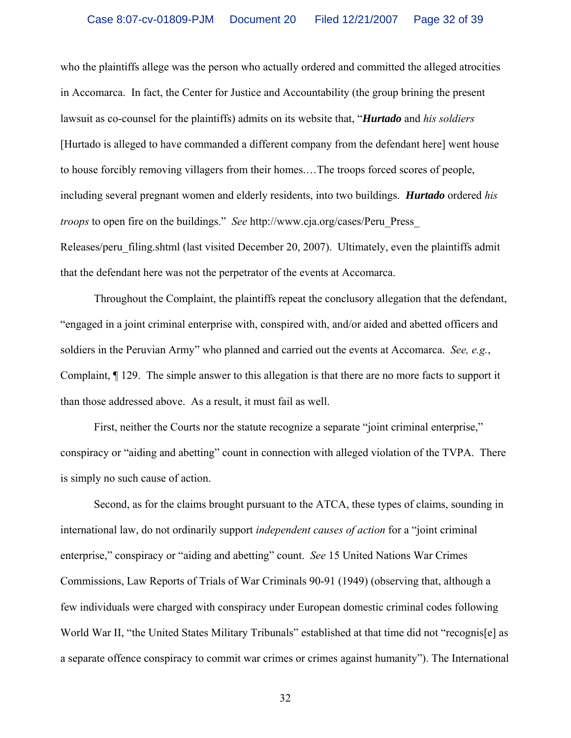who the plaintiffs allege was the person who actually ordered and committed the alleged atrocities in Accomarca. In fact, the Center for Justice and Accountability (the group brining the present lawsuit as co-counsel for the plaintiffs) admits on its website that, "***Hurtado*** and *his soldiers* [Hurtado is alleged to have commanded a different company from the defendant here] went house to house forcibly removing villagers from their homes.…The troops forced scores of people, including several pregnant women and elderly residents, into two buildings. ***Hurtado*** ordered *his troops* to open fire on the buildings." *See* http://www.cja.org/cases/Peru_Press_Releases/peru_filing.shtml (last visited December 20, 2007). Ultimately, even the plaintiffs admit that the defendant here was not the perpetrator of the events at Accomarca.

Throughout the Complaint, the plaintiffs repeat the conclusory allegation that the defendant, "engaged in a joint criminal enterprise with, conspired with, and/or aided and abetted officers and soldiers in the Peruvian Army" who planned and carried out the events at Accomarca. *See, e.g.*, Complaint, ¶ 129. The simple answer to this allegation is that there are no more facts to support it than those addressed above. As a result, it must fail as well.

First, neither the Courts nor the statute recognize a separate "joint criminal enterprise," conspiracy or "aiding and abetting" count in connection with alleged violation of the TVPA. There is simply no such cause of action.

Second, as for the claims brought pursuant to the ATCA, these types of claims, sounding in international law, do not ordinarily support *independent causes of action* for a "joint criminal enterprise," conspiracy or "aiding and abetting" count. *See* 15 United Nations War Crimes Commissions, Law Reports of Trials of War Criminals 90-91 (1949) (observing that, although a few individuals were charged with conspiracy under European domestic criminal codes following World War II, "the United States Military Tribunals" established at that time did not "recognis[e] as a separate offence conspiracy to commit war crimes or crimes against humanity"). The International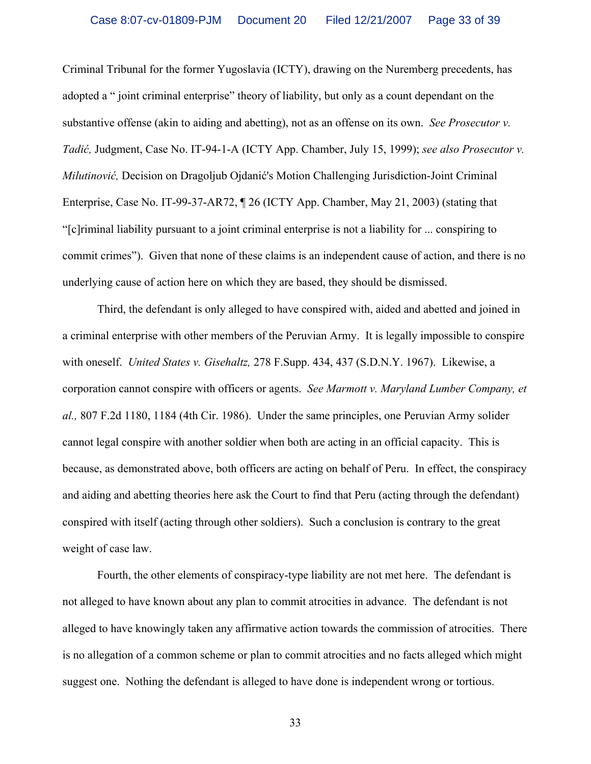Criminal Tribunal for the former Yugoslavia (ICTY), drawing on the Nuremberg precedents, has adopted a " joint criminal enterprise" theory of liability, but only as a count dependant on the substantive offense (akin to aiding and abetting), not as an offense on its own. *See Prosecutor v. Tadić,* Judgment, Case No. IT-94-1-A (ICTY App. Chamber, July 15, 1999); *see also Prosecutor v. Milutinović,* Decision on Dragoljub Ojdanić's Motion Challenging Jurisdiction-Joint Criminal Enterprise, Case No. IT-99-37-AR72, ¶ 26 (ICTY App. Chamber, May 21, 2003) (stating that "[c]riminal liability pursuant to a joint criminal enterprise is not a liability for ... conspiring to commit crimes"). Given that none of these claims is an independent cause of action, and there is no underlying cause of action here on which they are based, they should be dismissed.

Third, the defendant is only alleged to have conspired with, aided and abetted and joined in a criminal enterprise with other members of the Peruvian Army. It is legally impossible to conspire with oneself. *United States v. Gisehaltz,* 278 F.Supp. 434, 437 (S.D.N.Y. 1967). Likewise, a corporation cannot conspire with officers or agents. *See Marmott v. Maryland Lumber Company, et al.,* 807 F.2d 1180, 1184 (4th Cir. 1986). Under the same principles, one Peruvian Army solider cannot legal conspire with another soldier when both are acting in an official capacity. This is because, as demonstrated above, both officers are acting on behalf of Peru. In effect, the conspiracy and aiding and abetting theories here ask the Court to find that Peru (acting through the defendant) conspired with itself (acting through other soldiers). Such a conclusion is contrary to the great weight of case law.

Fourth, the other elements of conspiracy-type liability are not met here. The defendant is not alleged to have known about any plan to commit atrocities in advance. The defendant is not alleged to have knowingly taken any affirmative action towards the commission of atrocities. There is no allegation of a common scheme or plan to commit atrocities and no facts alleged which might suggest one. Nothing the defendant is alleged to have done is independent wrong or tortious.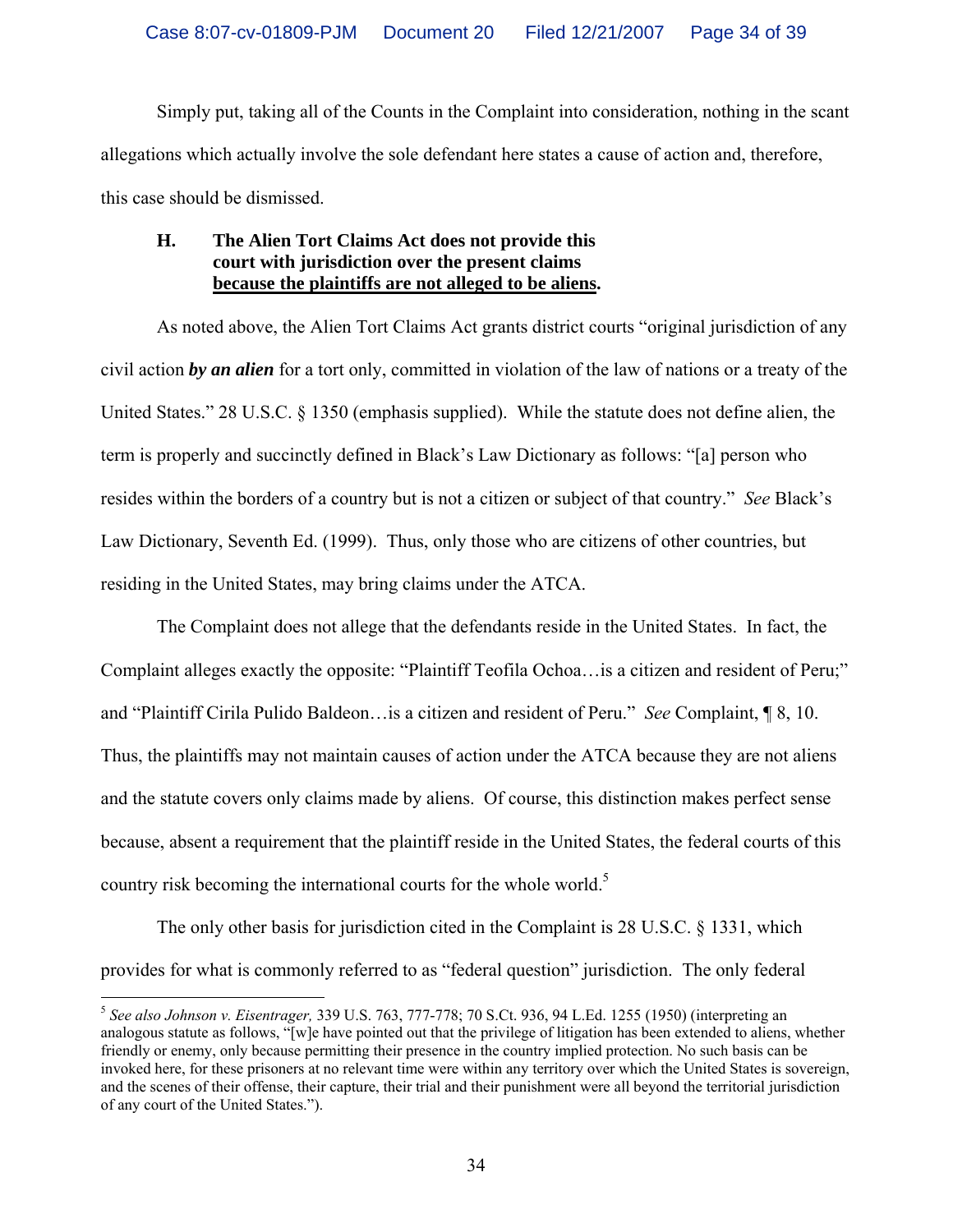Simply put, taking all of the Counts in the Complaint into consideration, nothing in the scant allegations which actually involve the sole defendant here states a cause of action and, therefore, this case should be dismissed.

### H. The Alien Tort Claims Act does not provide this court with jurisdiction over the present claims <u>because the plaintiffs are not alleged to be aliens</u>.

As noted above, the Alien Tort Claims Act grants district courts "original jurisdiction of any civil action ***by an alien*** for a tort only, committed in violation of the law of nations or a treaty of the United States." 28 U.S.C. § 1350 (emphasis supplied). While the statute does not define alien, the term is properly and succinctly defined in Black's Law Dictionary as follows: "[a] person who resides within the borders of a country but is not a citizen or subject of that country." *See* Black's Law Dictionary, Seventh Ed. (1999). Thus, only those who are citizens of other countries, but residing in the United States, may bring claims under the ATCA.

The Complaint does not allege that the defendants reside in the United States. In fact, the Complaint alleges exactly the opposite: "Plaintiff Teofila Ochoa…is a citizen and resident of Peru;" and "Plaintiff Cirila Pulido Baldeon…is a citizen and resident of Peru." *See* Complaint, ¶ 8, 10. Thus, the plaintiffs may not maintain causes of action under the ATCA because they are not aliens and the statute covers only claims made by aliens. Of course, this distinction makes perfect sense because, absent a requirement that the plaintiff reside in the United States, the federal courts of this country risk becoming the international courts for the whole world.[5]

The only other basis for jurisdiction cited in the Complaint is 28 U.S.C. § 1331, which provides for what is commonly referred to as "federal question" jurisdiction. The only federal

---

[5] *See also Johnson v. Eisentrager,* 339 U.S. 763, 777-778; 70 S.Ct. 936, 94 L.Ed. 1255 (1950) (interpreting an analogous statute as follows, "[w]e have pointed out that the privilege of litigation has been extended to aliens, whether friendly or enemy, only because permitting their presence in the country implied protection. No such basis can be invoked here, for these prisoners at no relevant time were within any territory over which the United States is sovereign, and the scenes of their offense, their capture, their trial and their punishment were all beyond the territorial jurisdiction of any court of the United States.").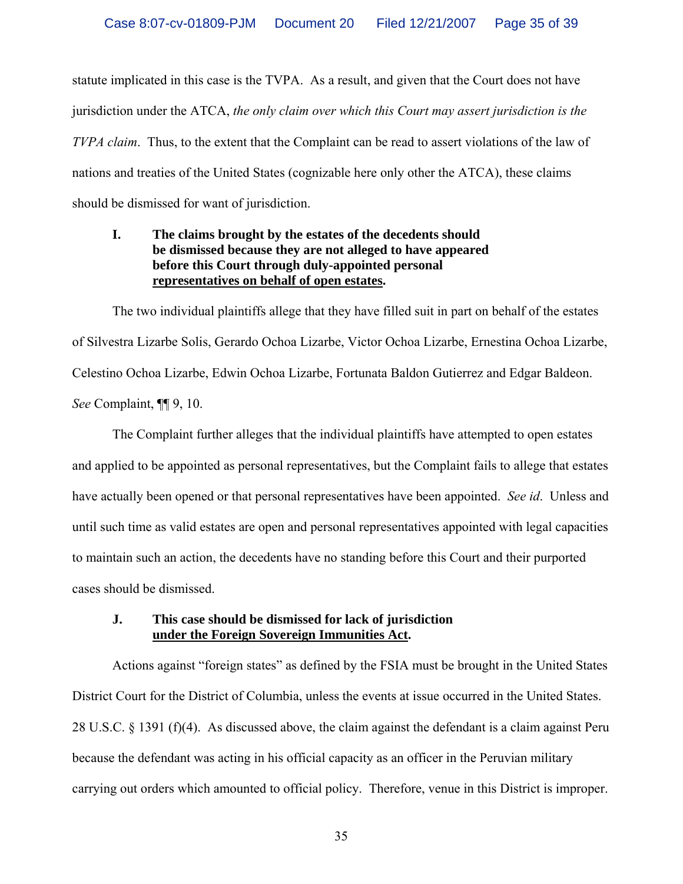statute implicated in this case is the TVPA. As a result, and given that the Court does not have jurisdiction under the ATCA, *the only claim over which this Court may assert jurisdiction is the TVPA claim*. Thus, to the extent that the Complaint can be read to assert violations of the law of nations and treaties of the United States (cognizable here only other the ATCA), these claims should be dismissed for want of jurisdiction.

**I. The claims brought by the estates of the decedents should be dismissed because they are not alleged to have appeared before this Court through duly-appointed personal representatives on behalf of open estates.**

The two individual plaintiffs allege that they have filled suit in part on behalf of the estates of Silvestra Lizarbe Solis, Gerardo Ochoa Lizarbe, Victor Ochoa Lizarbe, Ernestina Ochoa Lizarbe, Celestino Ochoa Lizarbe, Edwin Ochoa Lizarbe, Fortunata Baldon Gutierrez and Edgar Baldeon. *See* Complaint, ¶¶ 9, 10.

The Complaint further alleges that the individual plaintiffs have attempted to open estates and applied to be appointed as personal representatives, but the Complaint fails to allege that estates have actually been opened or that personal representatives have been appointed. *See id*. Unless and until such time as valid estates are open and personal representatives appointed with legal capacities to maintain such an action, the decedents have no standing before this Court and their purported cases should be dismissed.

**J. This case should be dismissed for lack of jurisdiction under the Foreign Sovereign Immunities Act.**

Actions against "foreign states" as defined by the FSIA must be brought in the United States District Court for the District of Columbia, unless the events at issue occurred in the United States. 28 U.S.C. § 1391 (f)(4). As discussed above, the claim against the defendant is a claim against Peru because the defendant was acting in his official capacity as an officer in the Peruvian military carrying out orders which amounted to official policy. Therefore, venue in this District is improper.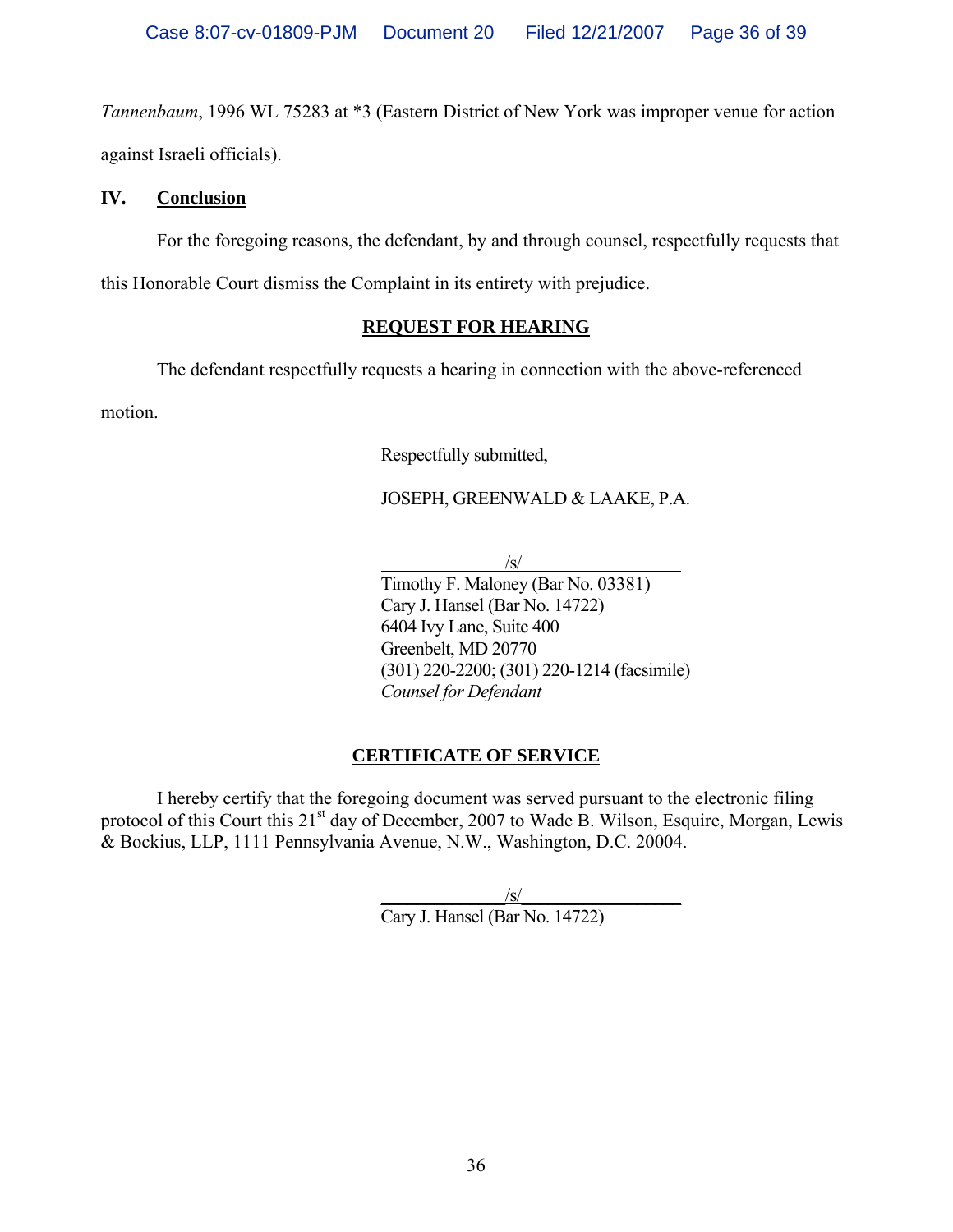*Tannenbaum*, 1996 WL 75283 at *3 (Eastern District of New York was improper venue for action against Israeli officials).

## IV. Conclusion

For the foregoing reasons, the defendant, by and through counsel, respectfully requests that this Honorable Court dismiss the Complaint in its entirety with prejudice.

## REQUEST FOR HEARING

The defendant respectfully requests a hearing in connection with the above-referenced motion.

Respectfully submitted,

JOSEPH, GREENWALD & LAAKE, P.A.

/s/

Timothy F. Maloney (Bar No. 03381)
Cary J. Hansel (Bar No. 14722)
6404 Ivy Lane, Suite 400
Greenbelt, MD 20770
(301) 220-2200; (301) 220-1214 (facsimile)
*Counsel for Defendant*

## CERTIFICATE OF SERVICE

I hereby certify that the foregoing document was served pursuant to the electronic filing protocol of this Court this 21st day of December, 2007 to Wade B. Wilson, Esquire, Morgan, Lewis & Bockius, LLP, 1111 Pennsylvania Avenue, N.W., Washington, D.C. 20004.

/s/

Cary J. Hansel (Bar No. 14722)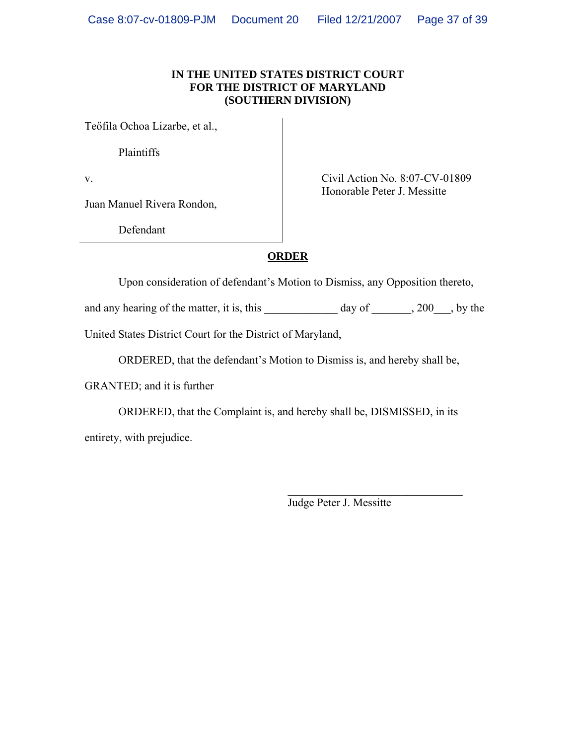**IN THE UNITED STATES DISTRICT COURT**
**FOR THE DISTRICT OF MARYLAND**
**(SOUTHERN DIVISION)**

| | |
|---|---|
| Teőfila Ochoa Lizarbe, et al., | |
| Plaintiffs | |
| v. | Civil Action No. 8:07-CV-01809<br>Honorable Peter J. Messitte |
| Juan Manuel Rivera Rondon, | |
| Defendant | |

**ORDER**

Upon consideration of defendant's Motion to Dismiss, any Opposition thereto, and any hearing of the matter, it is, this _____________ day of _______, 200___, by the United States District Court for the District of Maryland,

ORDERED, that the defendant's Motion to Dismiss is, and hereby shall be, GRANTED; and it is further

ORDERED, that the Complaint is, and hereby shall be, DISMISSED, in its entirety, with prejudice.

_______________________________
Judge Peter J. Messitte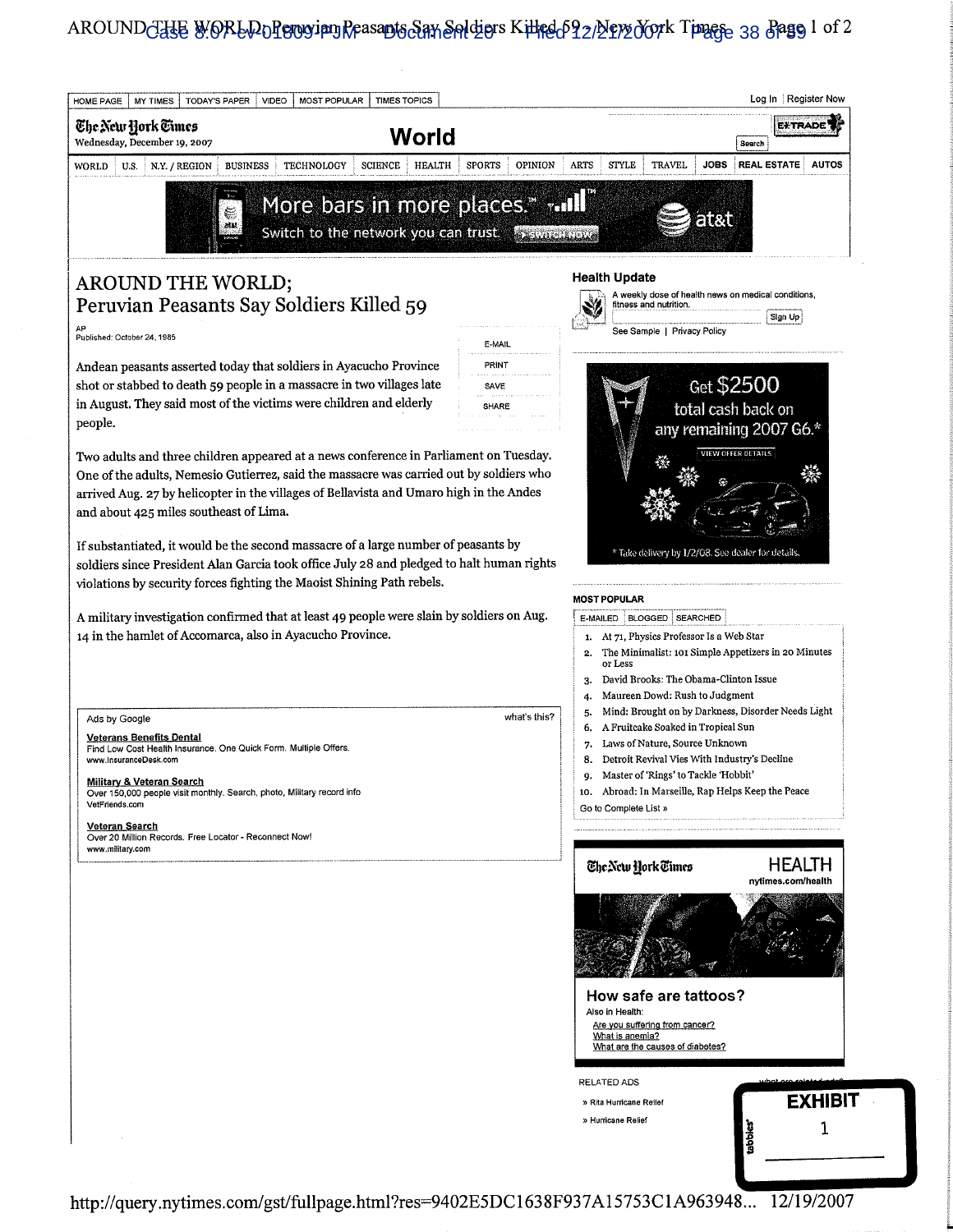# AROUND THE WORLD; Peruvian Peasants Say Soldiers Killed 59

AP
Published: October 24, 1985

Andean peasants asserted today that soldiers in Ayacucho Province shot or stabbed to death 59 people in a massacre in two villages late in August. They said most of the victims were children and elderly people.

Two adults and three children appeared at a news conference in Parliament on Tuesday. One of the adults, Nemesio Gutierrez, said the massacre was carried out by soldiers who arrived Aug. 27 by helicopter in the villages of Bellavista and Umaro high in the Andes and about 425 miles southeast of Lima.

If substantiated, it would be the second massacre of a large number of peasants by soldiers since President Alan Garcia took office July 28 and pledged to halt human rights violations by security forces fighting the Maoist Shining Path rebels.

A military investigation confirmed that at least 49 people were slain by soldiers on Aug. 14 in the hamlet of Accomarca, also in Ayacucho Province.

EXHIBIT 1

http://query.nytimes.com/gst/fullpage.html?res=9402E5DC1638F937A15753C1A963948... 12/19/2007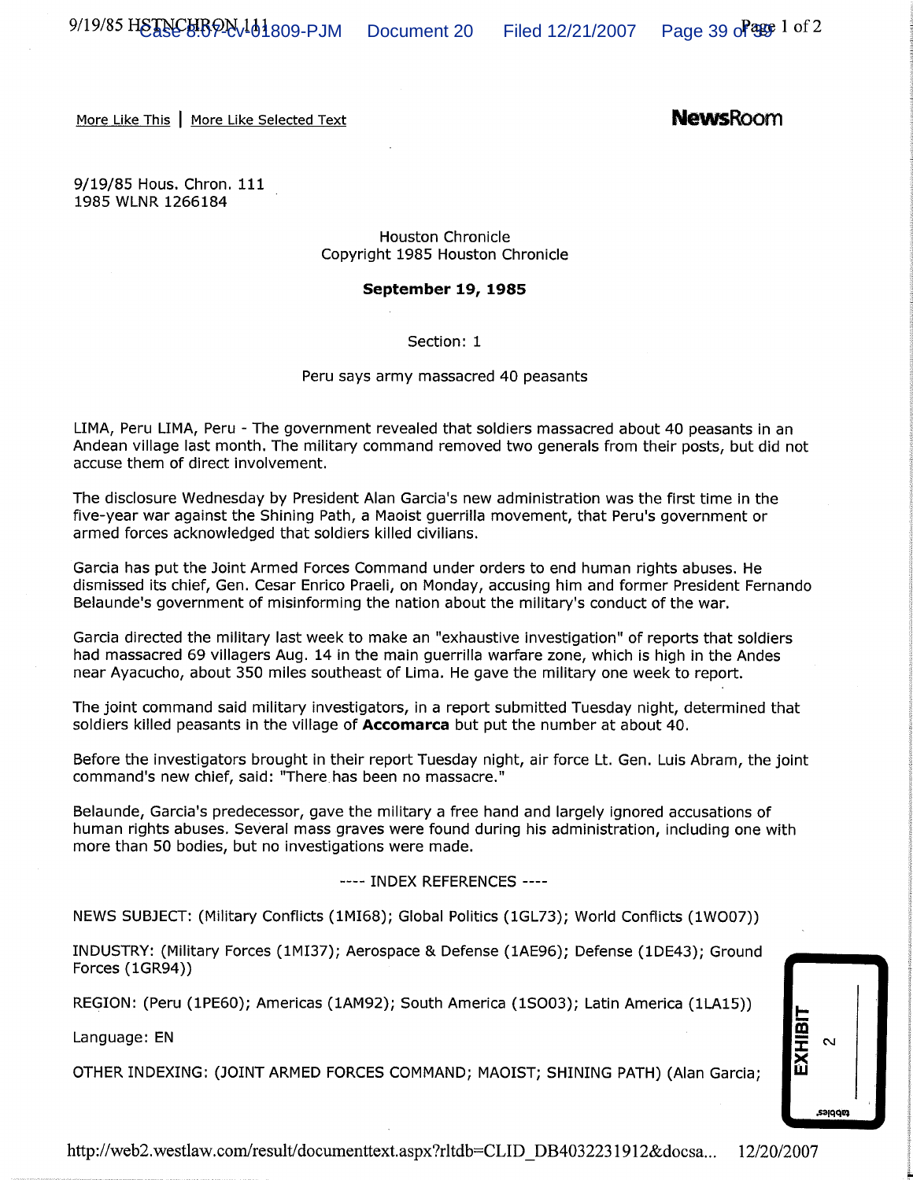More Like This | More Like Selected Text

**NewsRoom**

9/19/85 Hous. Chron. 111
1985 WLNR 1266184

Houston Chronicle
Copyright 1985 Houston Chronicle

**September 19, 1985**

Section: 1

Peru says army massacred 40 peasants

LIMA, Peru LIMA, Peru - The government revealed that soldiers massacred about 40 peasants in an Andean village last month. The military command removed two generals from their posts, but did not accuse them of direct involvement.

The disclosure Wednesday by President Alan Garcia's new administration was the first time in the five-year war against the Shining Path, a Maoist guerrilla movement, that Peru's government or armed forces acknowledged that soldiers killed civilians.

Garcia has put the Joint Armed Forces Command under orders to end human rights abuses. He dismissed its chief, Gen. Cesar Enrico Praeli, on Monday, accusing him and former President Fernando Belaunde's government of misinforming the nation about the military's conduct of the war.

Garcia directed the military last week to make an "exhaustive investigation" of reports that soldiers had massacred 69 villagers Aug. 14 in the main guerrilla warfare zone, which is high in the Andes near Ayacucho, about 350 miles southeast of Lima. He gave the military one week to report.

The joint command said military investigators, in a report submitted Tuesday night, determined that soldiers killed peasants in the village of **Accomarca** but put the number at about 40.

Before the investigators brought in their report Tuesday night, air force Lt. Gen. Luis Abram, the joint command's new chief, said: "There has been no massacre."

Belaunde, Garcia's predecessor, gave the military a free hand and largely ignored accusations of human rights abuses. Several mass graves were found during his administration, including one with more than 50 bodies, but no investigations were made.

---- INDEX REFERENCES ----

NEWS SUBJECT: (Military Conflicts (1MI68); Global Politics (1GL73); World Conflicts (1WO07))

INDUSTRY: (Military Forces (1MI37); Aerospace & Defense (1AE96); Defense (1DE43); Ground Forces (1GR94))

REGION: (Peru (1PE60); Americas (1AM92); South America (1SO03); Latin America (1LA15))

Language: EN

OTHER INDEXING: (JOINT ARMED FORCES COMMAND; MAOIST; SHINING PATH) (Alan Garcia;

EXHIBIT 2